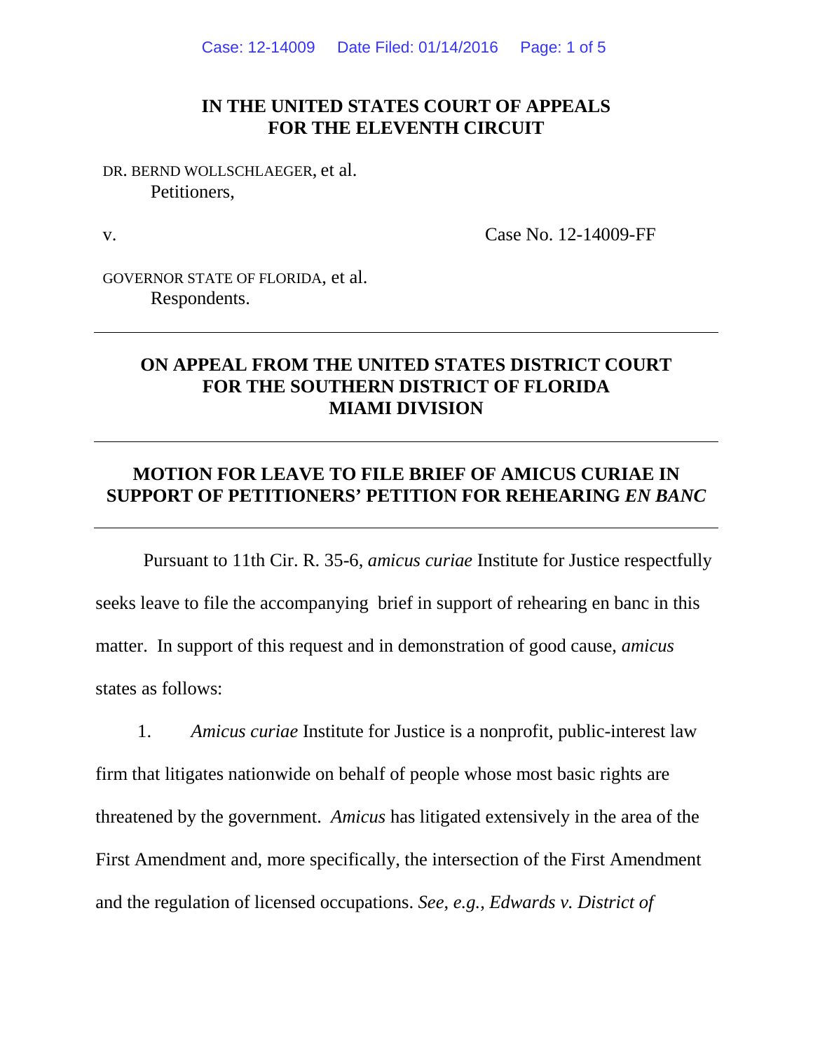**IN THE UNITED STATES COURT OF APPEALS**
**FOR THE ELEVENTH CIRCUIT**

DR. BERND WOLLSCHLAEGER, et al.
Petitioners,

v. Case No. 12-14009-FF

GOVERNOR STATE OF FLORIDA, et al.
Respondents.

---

**ON APPEAL FROM THE UNITED STATES DISTRICT COURT**
**FOR THE SOUTHERN DISTRICT OF FLORIDA**
**MIAMI DIVISION**

---

**MOTION FOR LEAVE TO FILE BRIEF OF AMICUS CURIAE IN SUPPORT OF PETITIONERS' PETITION FOR REHEARING *EN BANC***

---

Pursuant to 11th Cir. R. 35-6, *amicus curiae* Institute for Justice respectfully seeks leave to file the accompanying brief in support of rehearing en banc in this matter. In support of this request and in demonstration of good cause, *amicus* states as follows:

1. *Amicus curiae* Institute for Justice is a nonprofit, public-interest law firm that litigates nationwide on behalf of people whose most basic rights are threatened by the government. *Amicus* has litigated extensively in the area of the First Amendment and, more specifically, the intersection of the First Amendment and the regulation of licensed occupations. *See, e.g.*, *Edwards v. District of*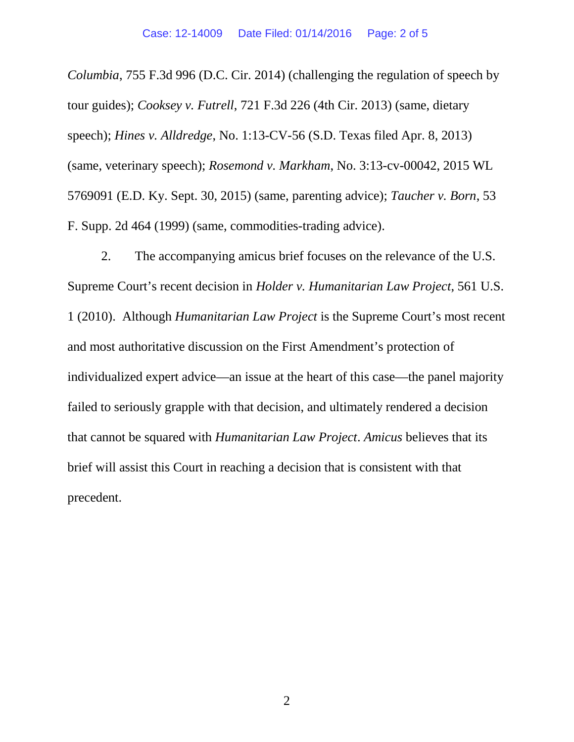*Columbia*, 755 F.3d 996 (D.C. Cir. 2014) (challenging the regulation of speech by tour guides); *Cooksey v. Futrell*, 721 F.3d 226 (4th Cir. 2013) (same, dietary speech); *Hines v. Alldredge*, No. 1:13-CV-56 (S.D. Texas filed Apr. 8, 2013) (same, veterinary speech); *Rosemond v. Markham*, No. 3:13-cv-00042, 2015 WL 5769091 (E.D. Ky. Sept. 30, 2015) (same, parenting advice); *Taucher v. Born*, 53 F. Supp. 2d 464 (1999) (same, commodities-trading advice).

2. The accompanying amicus brief focuses on the relevance of the U.S. Supreme Court's recent decision in *Holder v. Humanitarian Law Project*, 561 U.S. 1 (2010). Although *Humanitarian Law Project* is the Supreme Court's most recent and most authoritative discussion on the First Amendment's protection of individualized expert advice—an issue at the heart of this case—the panel majority failed to seriously grapple with that decision, and ultimately rendered a decision that cannot be squared with *Humanitarian Law Project*. *Amicus* believes that its brief will assist this Court in reaching a decision that is consistent with that precedent.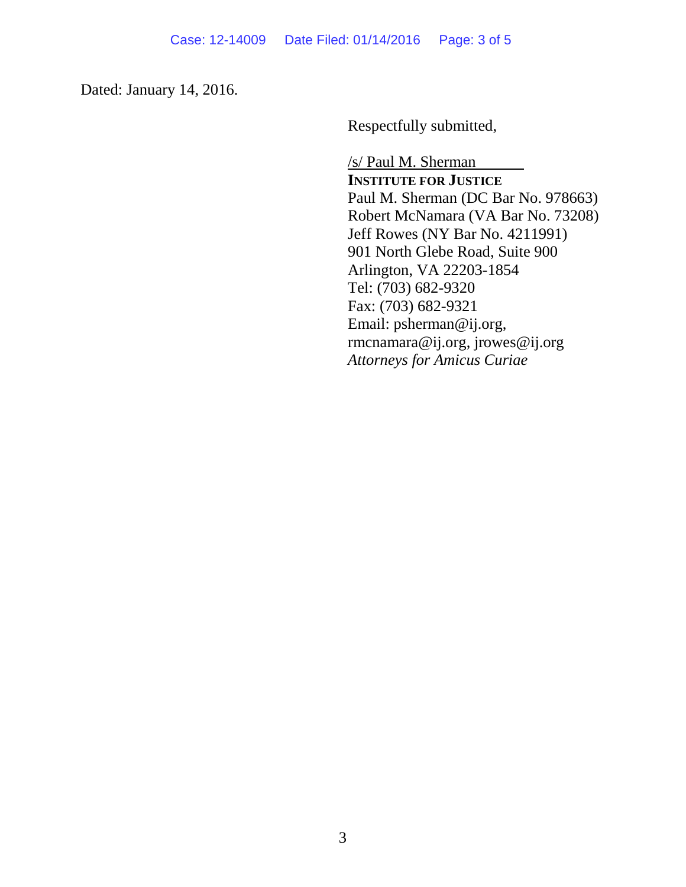Dated: January 14, 2016.

Respectfully submitted,

/s/ Paul M. Sherman
**INSTITUTE FOR JUSTICE**
Paul M. Sherman (DC Bar No. 978663)
Robert McNamara (VA Bar No. 73208)
Jeff Rowes (NY Bar No. 4211991)
901 North Glebe Road, Suite 900
Arlington, VA 22203-1854
Tel: (703) 682-9320
Fax: (703) 682-9321
Email: psherman@ij.org,
rmcnamara@ij.org, jrowes@ij.org
*Attorneys for Amicus Curiae*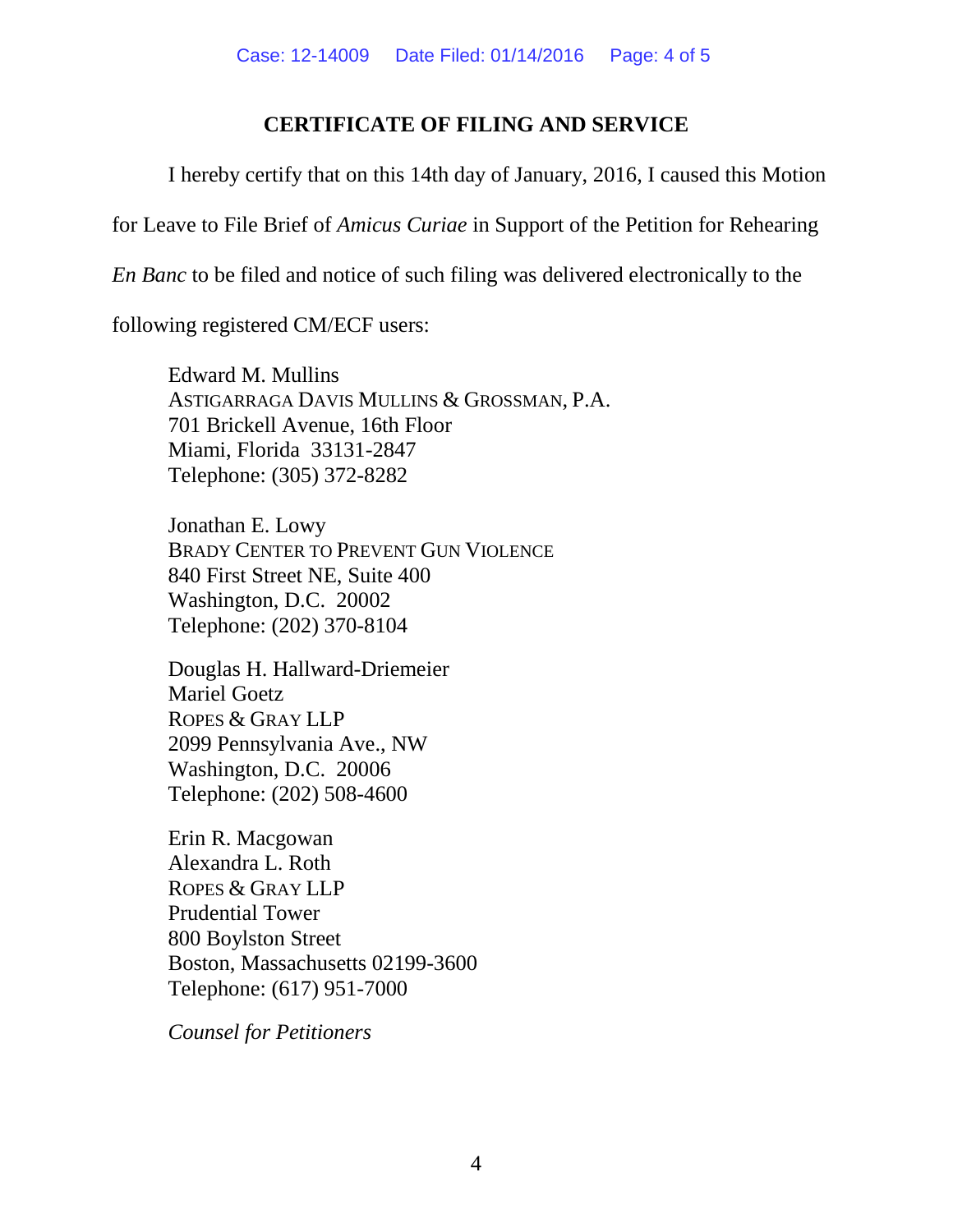## CERTIFICATE OF FILING AND SERVICE

I hereby certify that on this 14th day of January, 2016, I caused this Motion for Leave to File Brief of *Amicus Curiae* in Support of the Petition for Rehearing *En Banc* to be filed and notice of such filing was delivered electronically to the following registered CM/ECF users:

Edward M. Mullins
ASTIGARRAGA DAVIS MULLINS & GROSSMAN, P.A.
701 Brickell Avenue, 16th Floor
Miami, Florida 33131-2847
Telephone: (305) 372-8282

Jonathan E. Lowy
BRADY CENTER TO PREVENT GUN VIOLENCE
840 First Street NE, Suite 400
Washington, D.C. 20002
Telephone: (202) 370-8104

Douglas H. Hallward-Driemeier
Mariel Goetz
ROPES & GRAY LLP
2099 Pennsylvania Ave., NW
Washington, D.C. 20006
Telephone: (202) 508-4600

Erin R. Macgowan
Alexandra L. Roth
ROPES & GRAY LLP
Prudential Tower
800 Boylston Street
Boston, Massachusetts 02199-3600
Telephone: (617) 951-7000

*Counsel for Petitioners*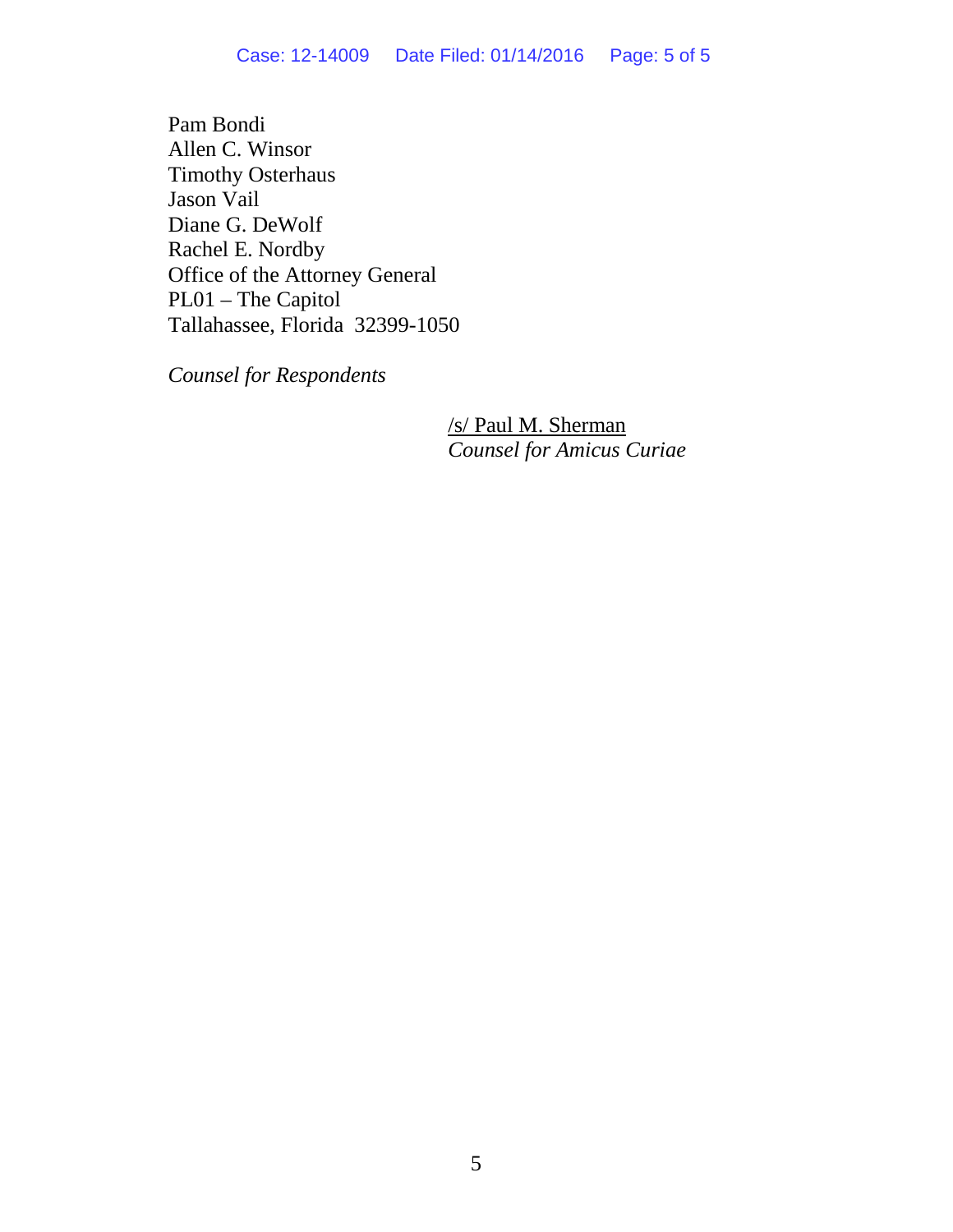Pam Bondi
Allen C. Winsor
Timothy Osterhaus
Jason Vail
Diane G. DeWolf
Rachel E. Nordby
Office of the Attorney General
PL01 – The Capitol
Tallahassee, Florida 32399-1050

*Counsel for Respondents*

/s/ Paul M. Sherman
*Counsel for Amicus Curiae*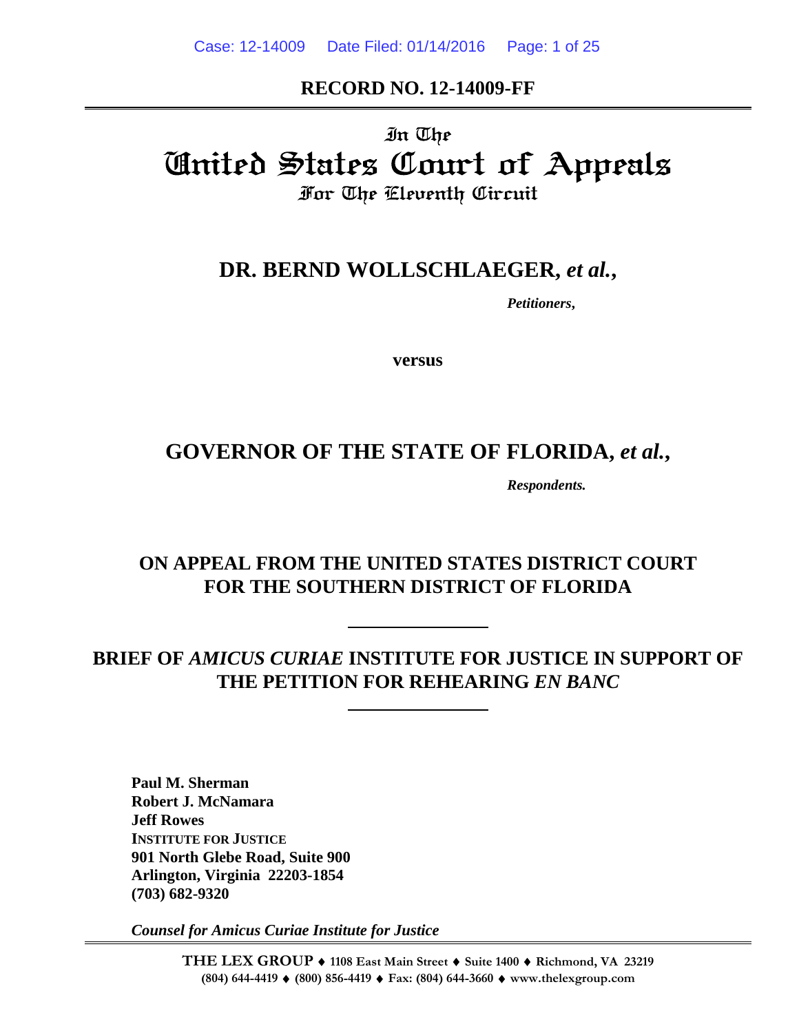**RECORD NO. 12-14009-FF**

In The
# United States Court of Appeals
For The Eleventh Circuit

## DR. BERND WOLLSCHLAEGER, *et al.*,

*Petitioners*,

**versus**

## GOVERNOR OF THE STATE OF FLORIDA, *et al.*,

*Respondents.*

**ON APPEAL FROM THE UNITED STATES DISTRICT COURT FOR THE SOUTHERN DISTRICT OF FLORIDA**

**BRIEF OF *AMICUS CURIAE* INSTITUTE FOR JUSTICE IN SUPPORT OF THE PETITION FOR REHEARING *EN BANC***

**Paul M. Sherman**
**Robert J. McNamara**
**Jeff Rowes**
**INSTITUTE FOR JUSTICE**
**901 North Glebe Road, Suite 900**
**Arlington, Virginia 22203-1854**
**(703) 682-9320**

***Counsel for Amicus Curiae Institute for Justice***

**THE LEX GROUP ♦ 1108 East Main Street ♦ Suite 1400 ♦ Richmond, VA 23219**
**(804) 644-4419 ♦ (800) 856-4419 ♦ Fax: (804) 644-3660 ♦ www.thelexgroup.com**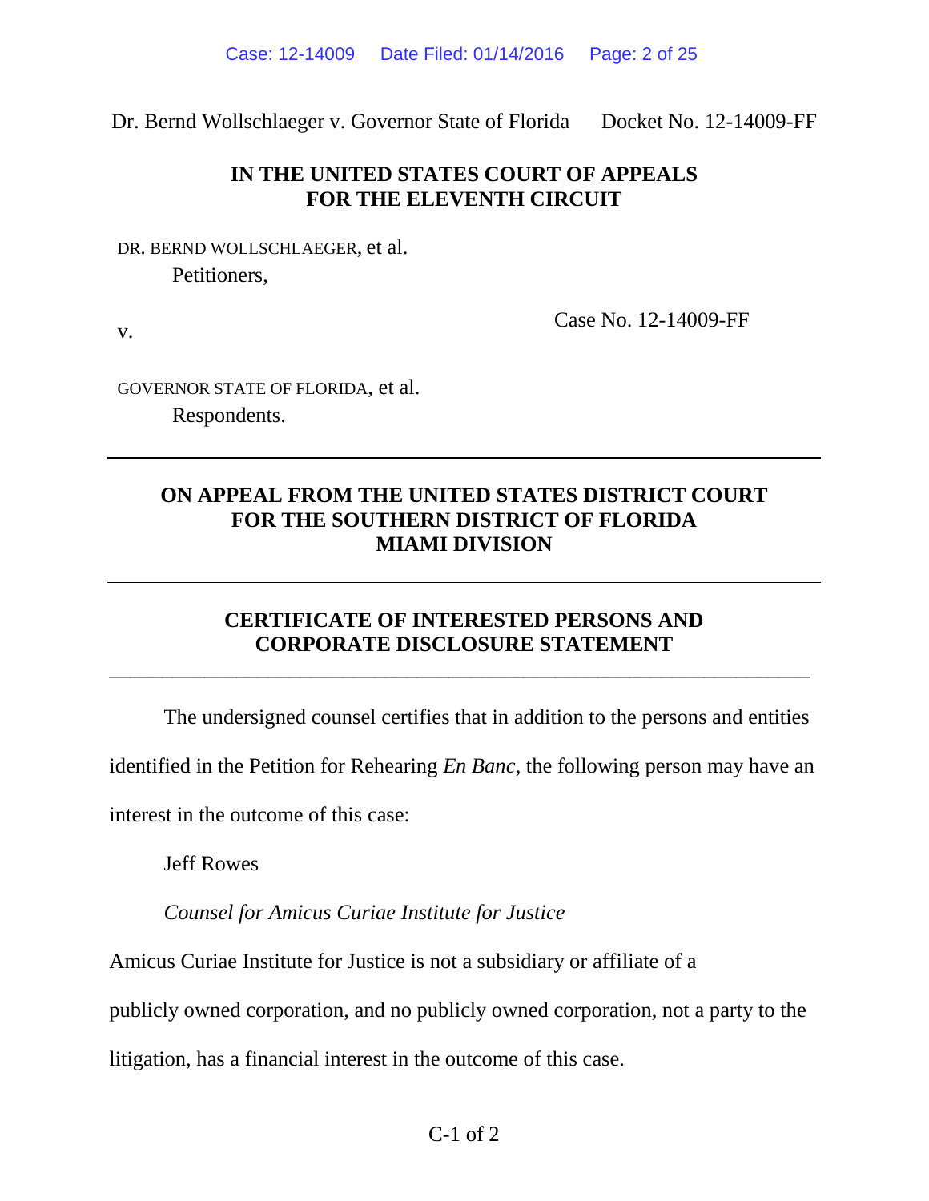Dr. Bernd Wollschlaeger v. Governor State of Florida Docket No. 12-14009-FF

**IN THE UNITED STATES COURT OF APPEALS**
**FOR THE ELEVENTH CIRCUIT**

DR. BERND WOLLSCHLAEGER, et al.
Petitioners,

v. Case No. 12-14009-FF

GOVERNOR STATE OF FLORIDA, et al.
Respondents.

---

**ON APPEAL FROM THE UNITED STATES DISTRICT COURT**
**FOR THE SOUTHERN DISTRICT OF FLORIDA**
**MIAMI DIVISION**

---

**CERTIFICATE OF INTERESTED PERSONS AND**
**CORPORATE DISCLOSURE STATEMENT**

---

The undersigned counsel certifies that in addition to the persons and entities identified in the Petition for Rehearing *En Banc*, the following person may have an interest in the outcome of this case:

Jeff Rowes

*Counsel for Amicus Curiae Institute for Justice*

Amicus Curiae Institute for Justice is not a subsidiary or affiliate of a publicly owned corporation, and no publicly owned corporation, not a party to the litigation, has a financial interest in the outcome of this case.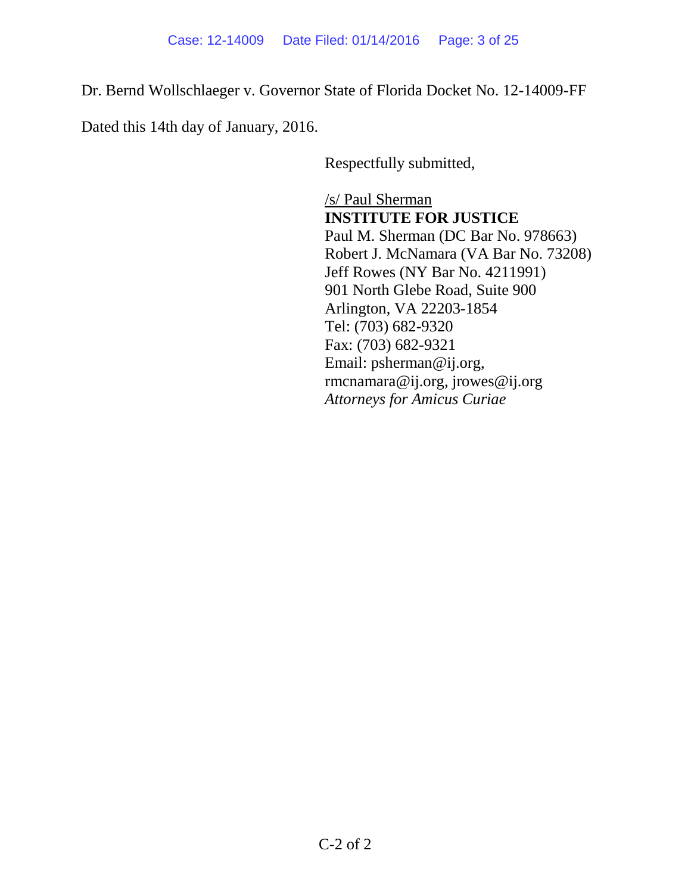Dr. Bernd Wollschlaeger v. Governor State of Florida Docket No. 12-14009-FF

Dated this 14th day of January, 2016.

Respectfully submitted,

/s/ Paul Sherman
**INSTITUTE FOR JUSTICE**
Paul M. Sherman (DC Bar No. 978663)
Robert J. McNamara (VA Bar No. 73208)
Jeff Rowes (NY Bar No. 4211991)
901 North Glebe Road, Suite 900
Arlington, VA 22203-1854
Tel: (703) 682-9320
Fax: (703) 682-9321
Email: psherman@ij.org,
rmcnamara@ij.org, jrowes@ij.org
*Attorneys for Amicus Curiae*

C-2 of 2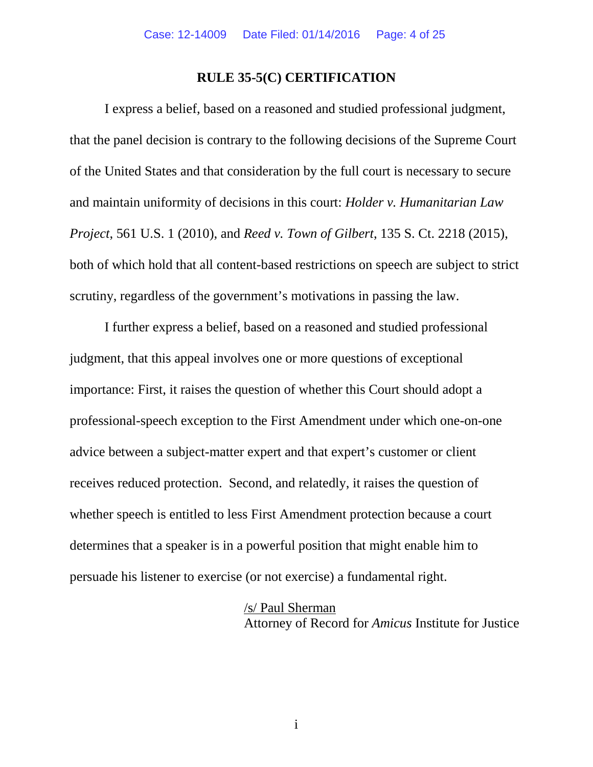## RULE 35-5(C) CERTIFICATION

I express a belief, based on a reasoned and studied professional judgment, that the panel decision is contrary to the following decisions of the Supreme Court of the United States and that consideration by the full court is necessary to secure and maintain uniformity of decisions in this court: *Holder v. Humanitarian Law Project*, 561 U.S. 1 (2010), and *Reed v. Town of Gilbert*, 135 S. Ct. 2218 (2015), both of which hold that all content-based restrictions on speech are subject to strict scrutiny, regardless of the government's motivations in passing the law.

I further express a belief, based on a reasoned and studied professional judgment, that this appeal involves one or more questions of exceptional importance: First, it raises the question of whether this Court should adopt a professional-speech exception to the First Amendment under which one-on-one advice between a subject-matter expert and that expert's customer or client receives reduced protection. Second, and relatedly, it raises the question of whether speech is entitled to less First Amendment protection because a court determines that a speaker is in a powerful position that might enable him to persuade his listener to exercise (or not exercise) a fundamental right.

/s/ Paul Sherman
Attorney of Record for *Amicus* Institute for Justice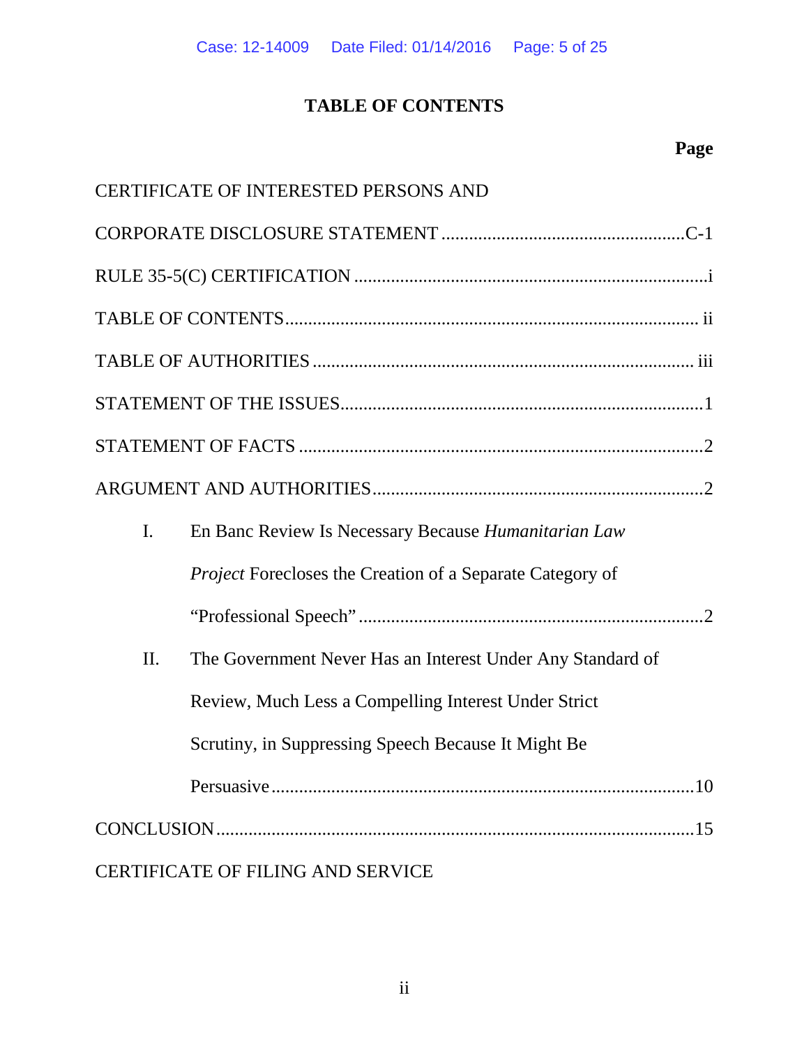# TABLE OF CONTENTS

**Page**

CERTIFICATE OF INTERESTED PERSONS AND CORPORATE DISCLOSURE STATEMENT .................................................... C-1

RULE 35-5(C) CERTIFICATION ........................................................................... i

TABLE OF CONTENTS ........................................................................................ ii

TABLE OF AUTHORITIES .................................................................................. iii

STATEMENT OF THE ISSUES .............................................................................. 1

STATEMENT OF FACTS ....................................................................................... 2

ARGUMENT AND AUTHORITIES ....................................................................... 2

I. En Banc Review Is Necessary Because *Humanitarian Law Project* Forecloses the Creation of a Separate Category of "Professional Speech" ........................................................................ 2

II. The Government Never Has an Interest Under Any Standard of Review, Much Less a Compelling Interest Under Strict Scrutiny, in Suppressing Speech Because It Might Be Persuasive ........................................................................................ 10

CONCLUSION ...................................................................................................... 15

CERTIFICATE OF FILING AND SERVICE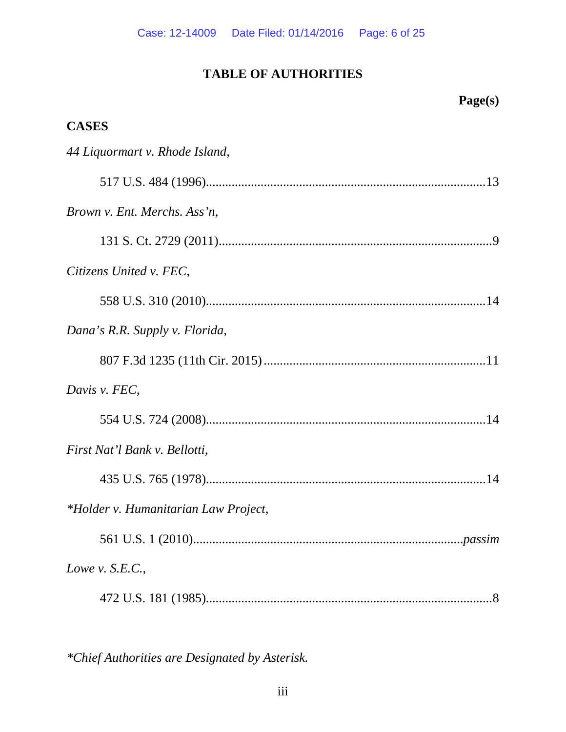# TABLE OF AUTHORITIES

**Page(s)**

**CASES**

*44 Liquormart v. Rhode Island*,

517 U.S. 484 (1996).......................................................................................13

*Brown v. Ent. Merchs. Ass'n*,

131 S. Ct. 2729 (2011).....................................................................................9

*Citizens United v. FEC*,

558 U.S. 310 (2010).......................................................................................14

*Dana's R.R. Supply v. Florida*,

807 F.3d 1235 (11th Cir. 2015) .....................................................................11

*Davis v. FEC*,

554 U.S. 724 (2008).......................................................................................14

*First Nat'l Bank v. Bellotti*,

435 U.S. 765 (1978).......................................................................................14

**Holder v. Humanitarian Law Project*,

561 U.S. 1 (2010).................................................................................*passim*

*Lowe v. S.E.C.*,

472 U.S. 181 (1985).........................................................................................8

**Chief Authorities are Designated by Asterisk.*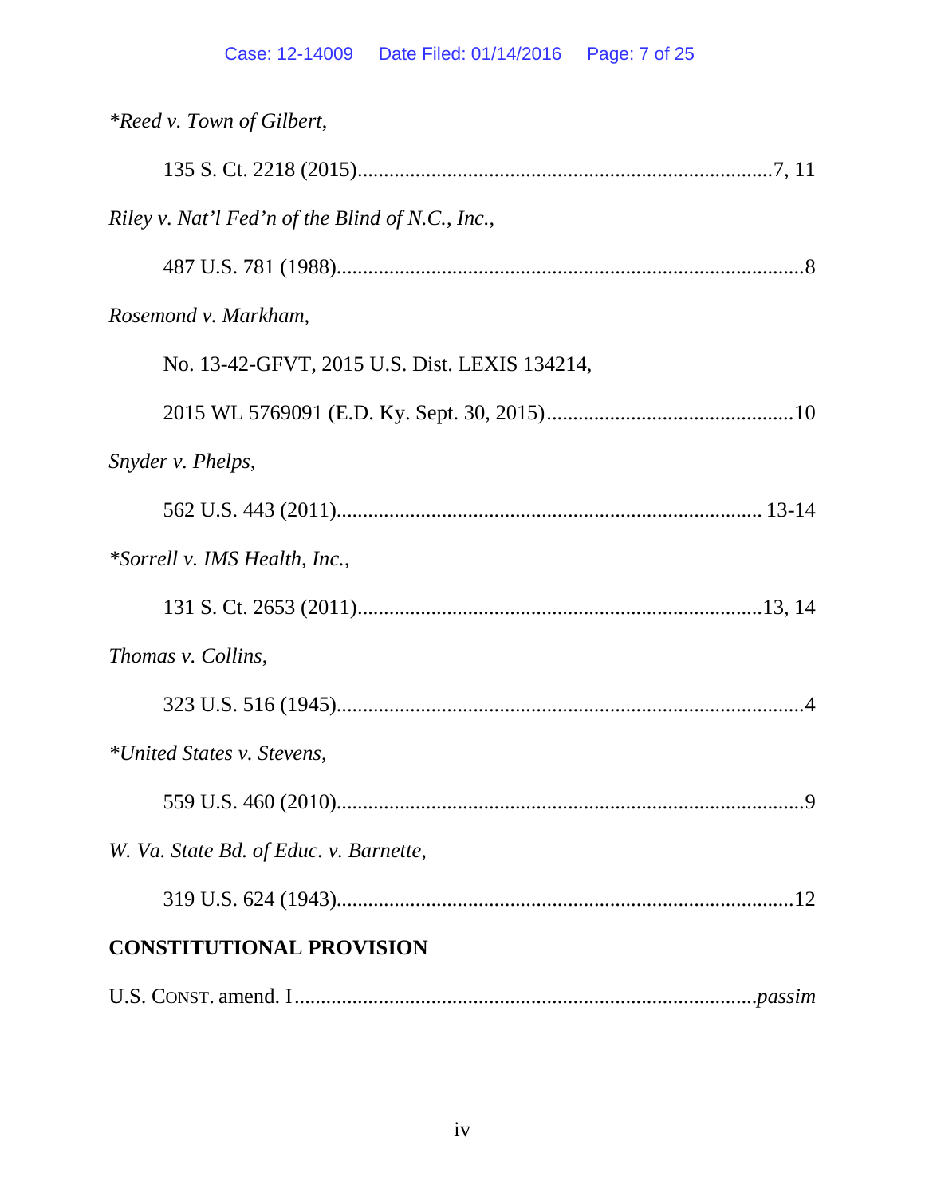*\*Reed v. Town of Gilbert*,

135 S. Ct. 2218 (2015)..............................................................................7, 11

*Riley v. Nat'l Fed'n of the Blind of N.C., Inc.*,

487 U.S. 781 (1988).........................................................................................8

*Rosemond v. Markham*,

No. 13-42-GFVT, 2015 U.S. Dist. LEXIS 134214,

2015 WL 5769091 (E.D. Ky. Sept. 30, 2015)...............................................10

*Snyder v. Phelps*,

562 U.S. 443 (2011)................................................................................ 13-14

*\*Sorrell v. IMS Health, Inc.*,

131 S. Ct. 2653 (2011)............................................................................13, 14

*Thomas v. Collins*,

323 U.S. 516 (1945).........................................................................................4

*\*United States v. Stevens*,

559 U.S. 460 (2010).........................................................................................9

*W. Va. State Bd. of Educ. v. Barnette*,

319 U.S. 624 (1943).......................................................................................12

**CONSTITUTIONAL PROVISION**

U.S. CONST. amend. I.......................................................................................*passim*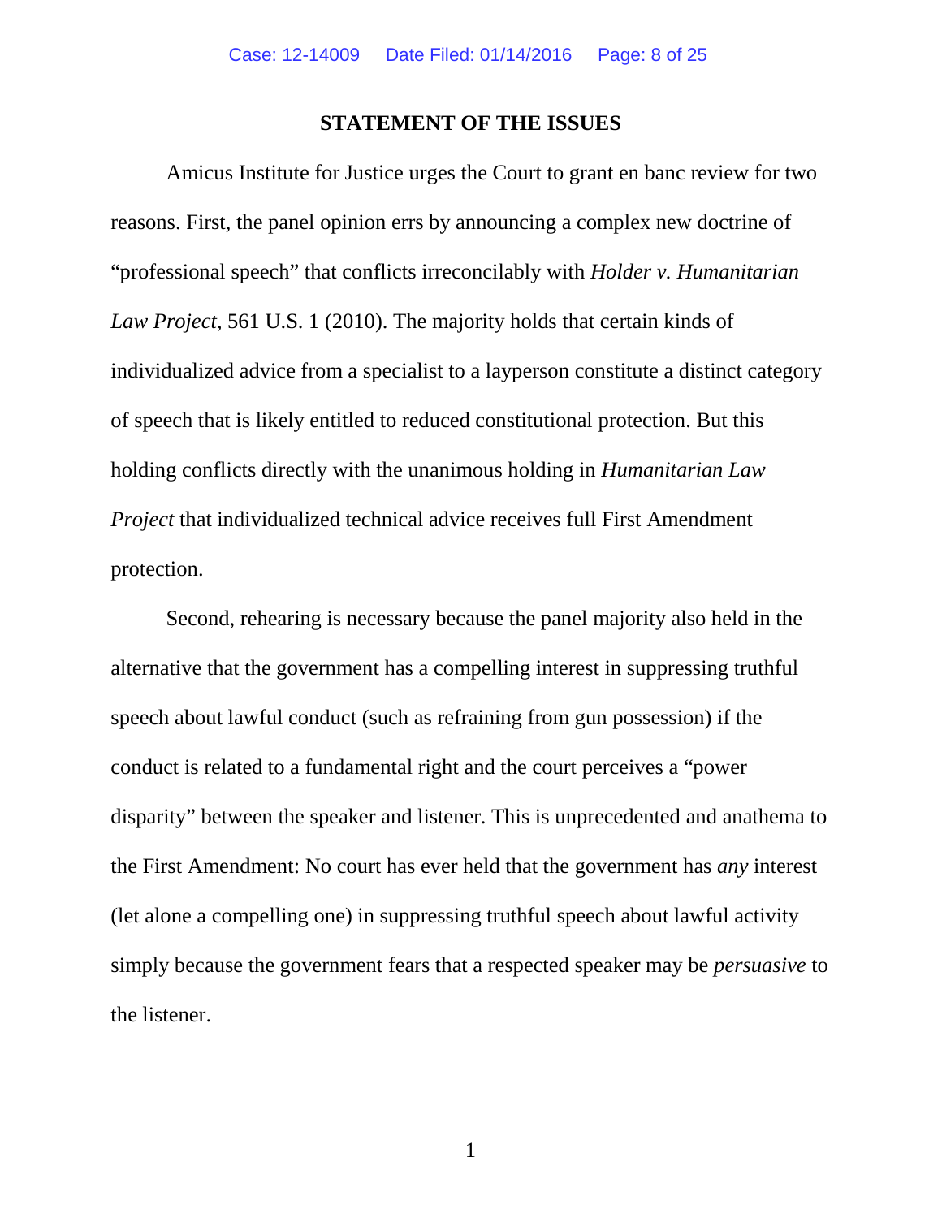## STATEMENT OF THE ISSUES

Amicus Institute for Justice urges the Court to grant en banc review for two reasons. First, the panel opinion errs by announcing a complex new doctrine of "professional speech" that conflicts irreconcilably with *Holder v. Humanitarian Law Project*, 561 U.S. 1 (2010). The majority holds that certain kinds of individualized advice from a specialist to a layperson constitute a distinct category of speech that is likely entitled to reduced constitutional protection. But this holding conflicts directly with the unanimous holding in *Humanitarian Law Project* that individualized technical advice receives full First Amendment protection.

Second, rehearing is necessary because the panel majority also held in the alternative that the government has a compelling interest in suppressing truthful speech about lawful conduct (such as refraining from gun possession) if the conduct is related to a fundamental right and the court perceives a "power disparity" between the speaker and listener. This is unprecedented and anathema to the First Amendment: No court has ever held that the government has *any* interest (let alone a compelling one) in suppressing truthful speech about lawful activity simply because the government fears that a respected speaker may be *persuasive* to the listener.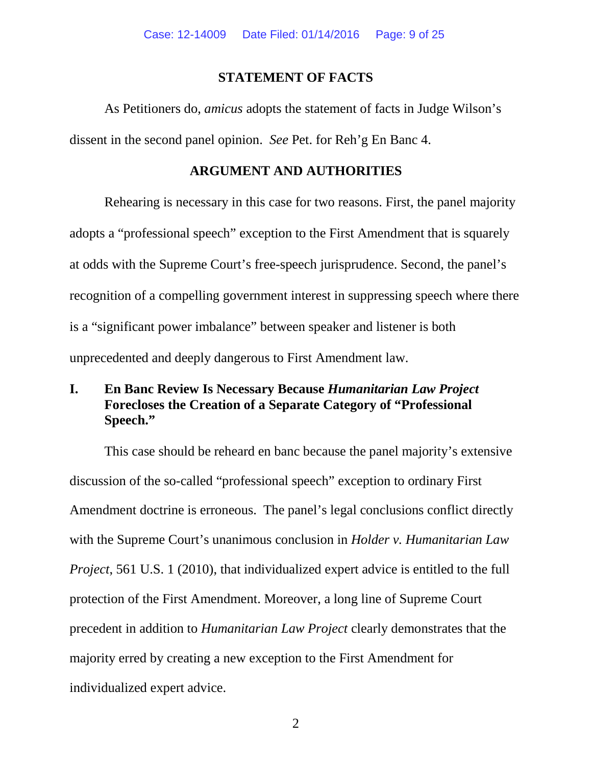## STATEMENT OF FACTS

As Petitioners do, *amicus* adopts the statement of facts in Judge Wilson's dissent in the second panel opinion. *See* Pet. for Reh'g En Banc 4.

## ARGUMENT AND AUTHORITIES

Rehearing is necessary in this case for two reasons. First, the panel majority adopts a "professional speech" exception to the First Amendment that is squarely at odds with the Supreme Court's free-speech jurisprudence. Second, the panel's recognition of a compelling government interest in suppressing speech where there is a "significant power imbalance" between speaker and listener is both unprecedented and deeply dangerous to First Amendment law.

### I. En Banc Review Is Necessary Because *Humanitarian Law Project* Forecloses the Creation of a Separate Category of "Professional Speech."

This case should be reheard en banc because the panel majority's extensive discussion of the so-called "professional speech" exception to ordinary First Amendment doctrine is erroneous. The panel's legal conclusions conflict directly with the Supreme Court's unanimous conclusion in *Holder v. Humanitarian Law Project*, 561 U.S. 1 (2010), that individualized expert advice is entitled to the full protection of the First Amendment. Moreover, a long line of Supreme Court precedent in addition to *Humanitarian Law Project* clearly demonstrates that the majority erred by creating a new exception to the First Amendment for individualized expert advice.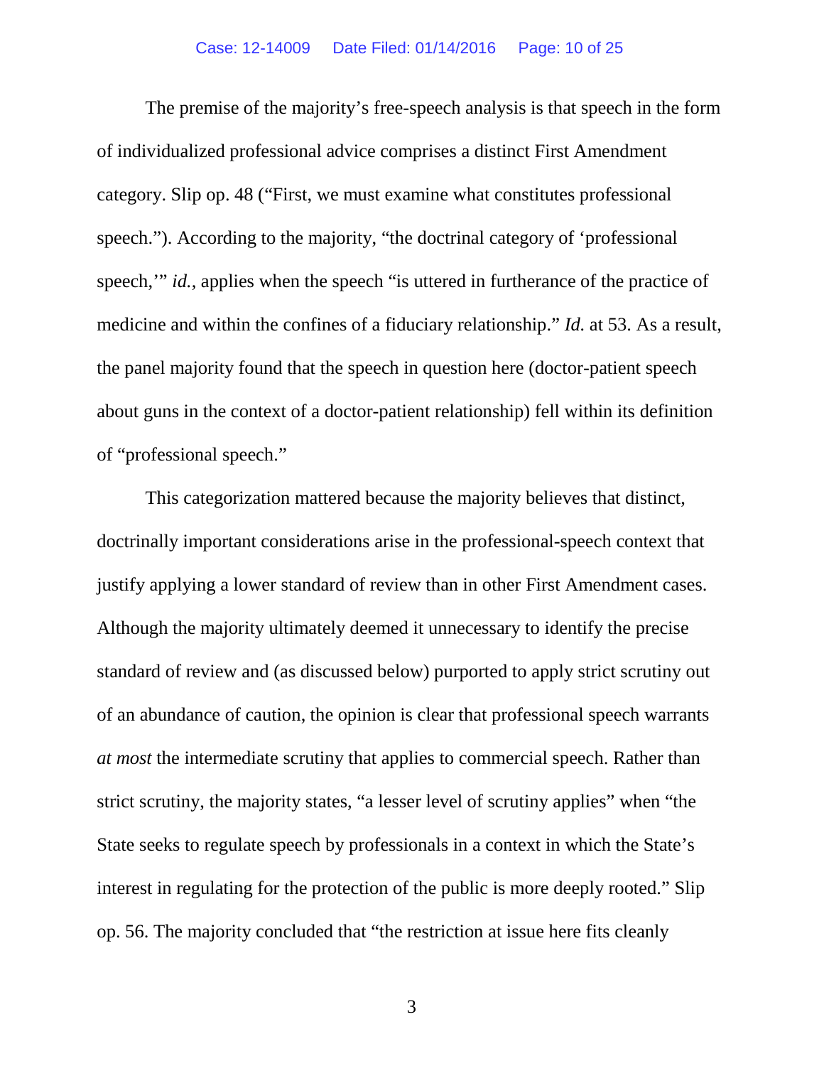The premise of the majority's free-speech analysis is that speech in the form of individualized professional advice comprises a distinct First Amendment category. Slip op. 48 ("First, we must examine what constitutes professional speech."). According to the majority, "the doctrinal category of 'professional speech,'" *id.*, applies when the speech "is uttered in furtherance of the practice of medicine and within the confines of a fiduciary relationship." *Id.* at 53. As a result, the panel majority found that the speech in question here (doctor-patient speech about guns in the context of a doctor-patient relationship) fell within its definition of "professional speech."

This categorization mattered because the majority believes that distinct, doctrinally important considerations arise in the professional-speech context that justify applying a lower standard of review than in other First Amendment cases. Although the majority ultimately deemed it unnecessary to identify the precise standard of review and (as discussed below) purported to apply strict scrutiny out of an abundance of caution, the opinion is clear that professional speech warrants *at most* the intermediate scrutiny that applies to commercial speech. Rather than strict scrutiny, the majority states, "a lesser level of scrutiny applies" when "the State seeks to regulate speech by professionals in a context in which the State's interest in regulating for the protection of the public is more deeply rooted." Slip op. 56. The majority concluded that "the restriction at issue here fits cleanly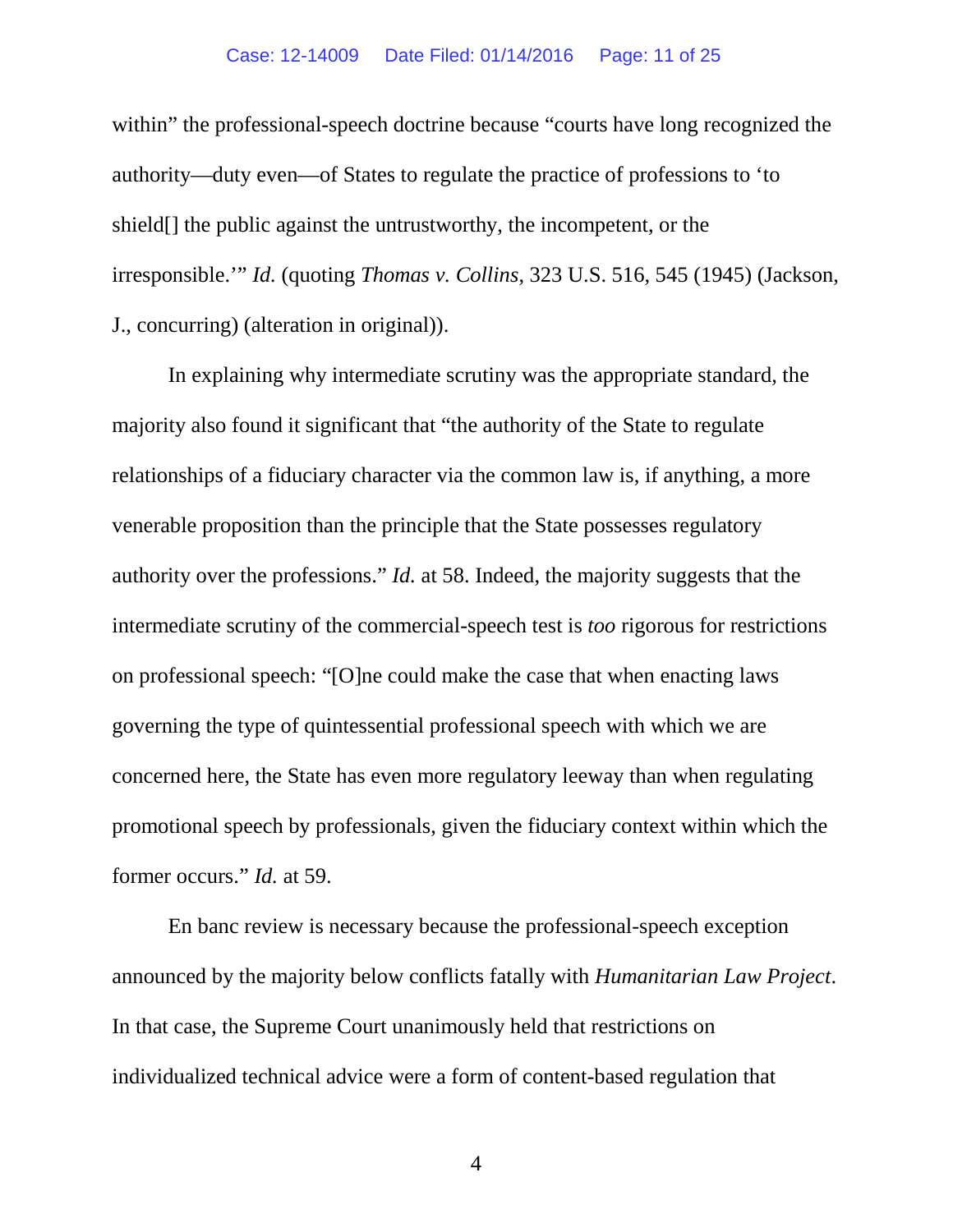within" the professional-speech doctrine because "courts have long recognized the authority—duty even—of States to regulate the practice of professions to 'to shield[] the public against the untrustworthy, the incompetent, or the irresponsible.'" *Id.* (quoting *Thomas v. Collins*, 323 U.S. 516, 545 (1945) (Jackson, J., concurring) (alteration in original)).

In explaining why intermediate scrutiny was the appropriate standard, the majority also found it significant that "the authority of the State to regulate relationships of a fiduciary character via the common law is, if anything, a more venerable proposition than the principle that the State possesses regulatory authority over the professions." *Id.* at 58. Indeed, the majority suggests that the intermediate scrutiny of the commercial-speech test is *too* rigorous for restrictions on professional speech: "[O]ne could make the case that when enacting laws governing the type of quintessential professional speech with which we are concerned here, the State has even more regulatory leeway than when regulating promotional speech by professionals, given the fiduciary context within which the former occurs." *Id.* at 59.

En banc review is necessary because the professional-speech exception announced by the majority below conflicts fatally with *Humanitarian Law Project*. In that case, the Supreme Court unanimously held that restrictions on individualized technical advice were a form of content-based regulation that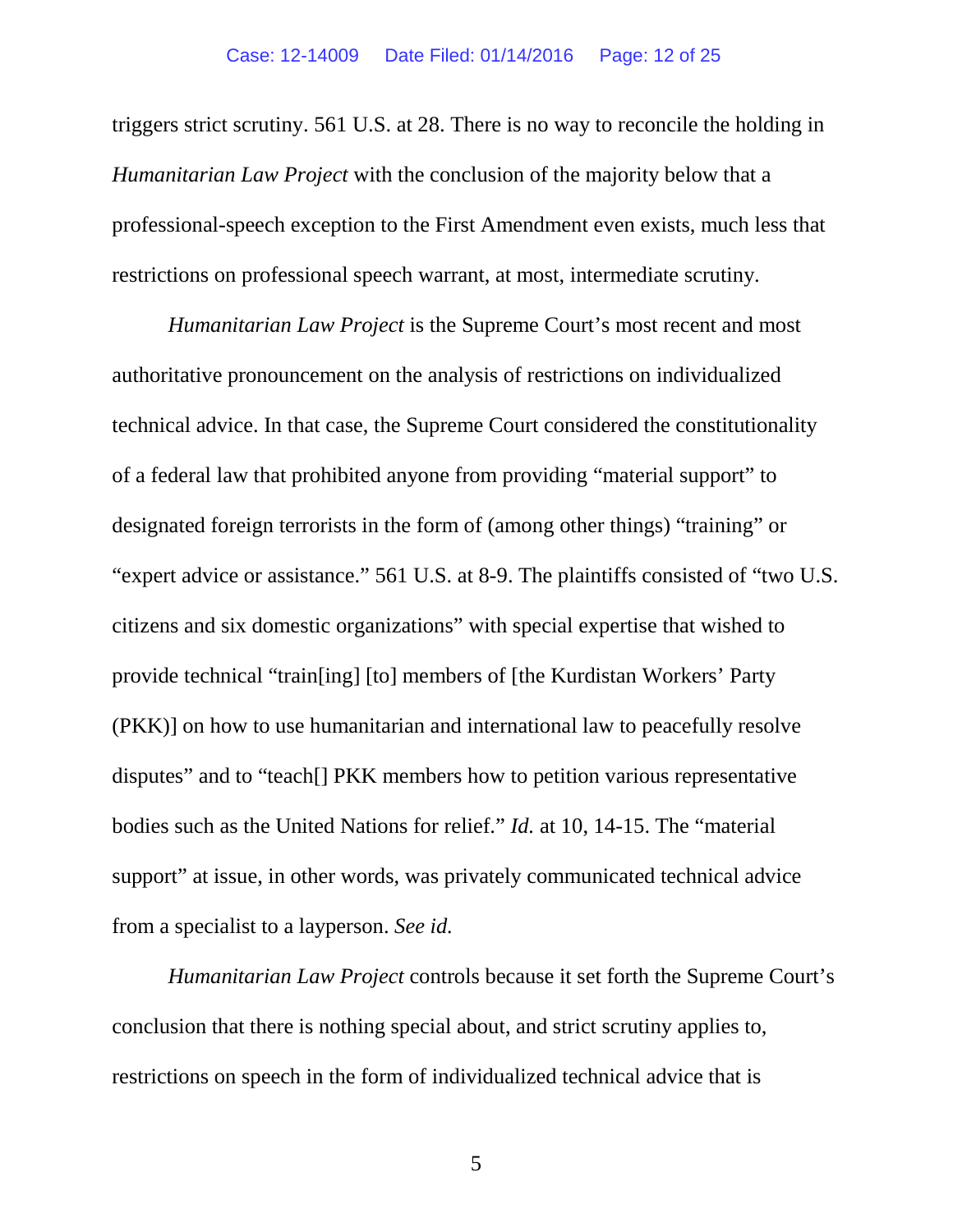triggers strict scrutiny. 561 U.S. at 28. There is no way to reconcile the holding in *Humanitarian Law Project* with the conclusion of the majority below that a professional-speech exception to the First Amendment even exists, much less that restrictions on professional speech warrant, at most, intermediate scrutiny.

*Humanitarian Law Project* is the Supreme Court's most recent and most authoritative pronouncement on the analysis of restrictions on individualized technical advice. In that case, the Supreme Court considered the constitutionality of a federal law that prohibited anyone from providing "material support" to designated foreign terrorists in the form of (among other things) "training" or "expert advice or assistance." 561 U.S. at 8-9. The plaintiffs consisted of "two U.S. citizens and six domestic organizations" with special expertise that wished to provide technical "train[ing] [to] members of [the Kurdistan Workers' Party (PKK)] on how to use humanitarian and international law to peacefully resolve disputes" and to "teach[] PKK members how to petition various representative bodies such as the United Nations for relief." *Id.* at 10, 14-15. The "material support" at issue, in other words, was privately communicated technical advice from a specialist to a layperson. *See id.*

*Humanitarian Law Project* controls because it set forth the Supreme Court's conclusion that there is nothing special about, and strict scrutiny applies to, restrictions on speech in the form of individualized technical advice that is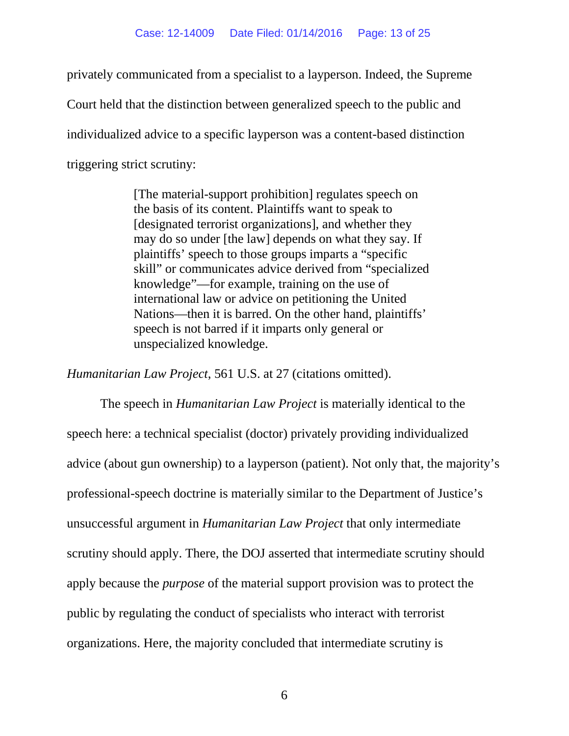privately communicated from a specialist to a layperson. Indeed, the Supreme Court held that the distinction between generalized speech to the public and individualized advice to a specific layperson was a content-based distinction triggering strict scrutiny:

> [The material-support prohibition] regulates speech on the basis of its content. Plaintiffs want to speak to [designated terrorist organizations], and whether they may do so under [the law] depends on what they say. If plaintiffs' speech to those groups imparts a "specific skill" or communicates advice derived from "specialized knowledge"—for example, training on the use of international law or advice on petitioning the United Nations—then it is barred. On the other hand, plaintiffs' speech is not barred if it imparts only general or unspecialized knowledge.

*Humanitarian Law Project*, 561 U.S. at 27 (citations omitted).

The speech in *Humanitarian Law Project* is materially identical to the speech here: a technical specialist (doctor) privately providing individualized advice (about gun ownership) to a layperson (patient). Not only that, the majority's professional-speech doctrine is materially similar to the Department of Justice's unsuccessful argument in *Humanitarian Law Project* that only intermediate scrutiny should apply. There, the DOJ asserted that intermediate scrutiny should apply because the *purpose* of the material support provision was to protect the public by regulating the conduct of specialists who interact with terrorist organizations. Here, the majority concluded that intermediate scrutiny is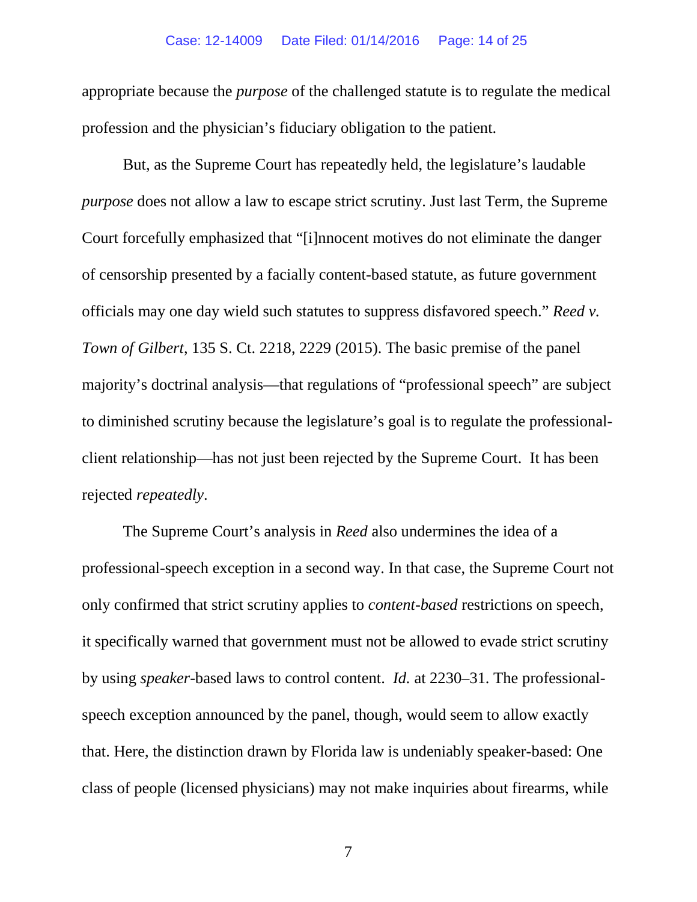appropriate because the *purpose* of the challenged statute is to regulate the medical profession and the physician's fiduciary obligation to the patient.

But, as the Supreme Court has repeatedly held, the legislature's laudable *purpose* does not allow a law to escape strict scrutiny. Just last Term, the Supreme Court forcefully emphasized that "[i]nnocent motives do not eliminate the danger of censorship presented by a facially content-based statute, as future government officials may one day wield such statutes to suppress disfavored speech." *Reed v. Town of Gilbert*, 135 S. Ct. 2218, 2229 (2015). The basic premise of the panel majority's doctrinal analysis—that regulations of "professional speech" are subject to diminished scrutiny because the legislature's goal is to regulate the professional-client relationship—has not just been rejected by the Supreme Court. It has been rejected *repeatedly*.

The Supreme Court's analysis in *Reed* also undermines the idea of a professional-speech exception in a second way. In that case, the Supreme Court not only confirmed that strict scrutiny applies to *content-based* restrictions on speech, it specifically warned that government must not be allowed to evade strict scrutiny by using *speaker*-based laws to control content. *Id.* at 2230–31. The professional-speech exception announced by the panel, though, would seem to allow exactly that. Here, the distinction drawn by Florida law is undeniably speaker-based: One class of people (licensed physicians) may not make inquiries about firearms, while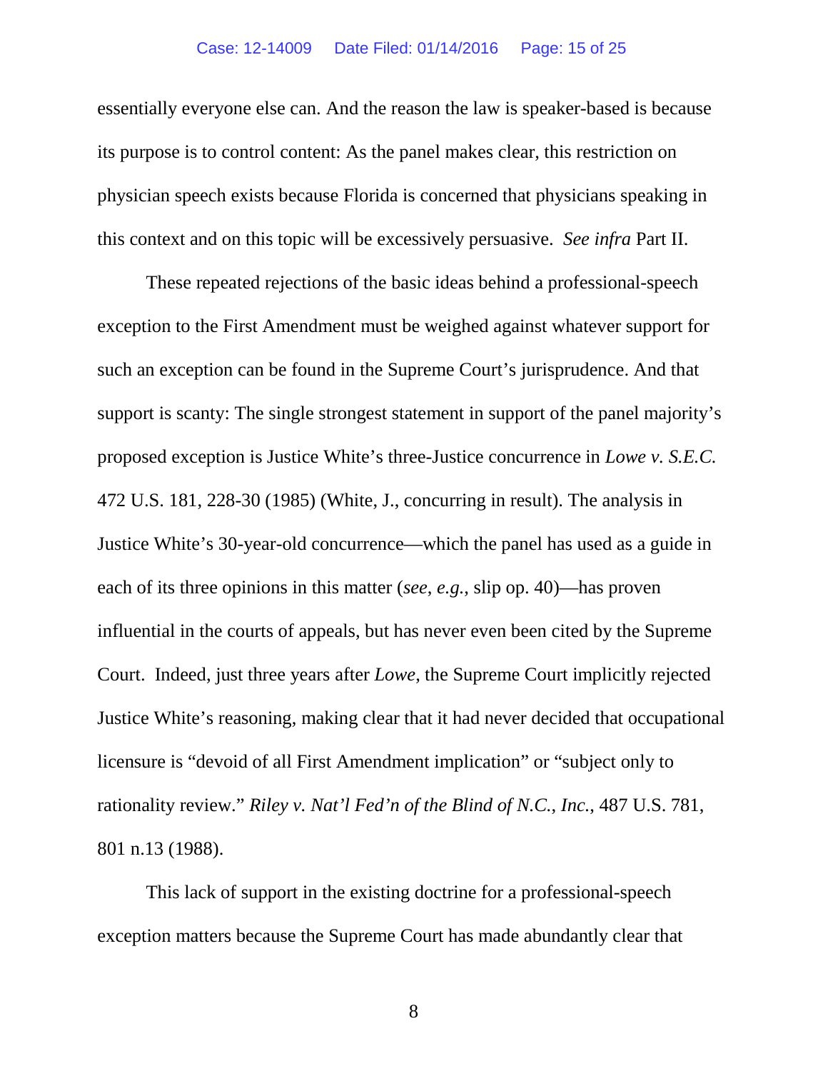essentially everyone else can. And the reason the law is speaker-based is because its purpose is to control content: As the panel makes clear, this restriction on physician speech exists because Florida is concerned that physicians speaking in this context and on this topic will be excessively persuasive. *See infra* Part II.

These repeated rejections of the basic ideas behind a professional-speech exception to the First Amendment must be weighed against whatever support for such an exception can be found in the Supreme Court's jurisprudence. And that support is scanty: The single strongest statement in support of the panel majority's proposed exception is Justice White's three-Justice concurrence in *Lowe v. S.E.C.* 472 U.S. 181, 228-30 (1985) (White, J., concurring in result). The analysis in Justice White's 30-year-old concurrence—which the panel has used as a guide in each of its three opinions in this matter (*see, e.g.*, slip op. 40)—has proven influential in the courts of appeals, but has never even been cited by the Supreme Court. Indeed, just three years after *Lowe*, the Supreme Court implicitly rejected Justice White's reasoning, making clear that it had never decided that occupational licensure is "devoid of all First Amendment implication" or "subject only to rationality review." *Riley v. Nat'l Fed'n of the Blind of N.C., Inc.*, 487 U.S. 781, 801 n.13 (1988).

This lack of support in the existing doctrine for a professional-speech exception matters because the Supreme Court has made abundantly clear that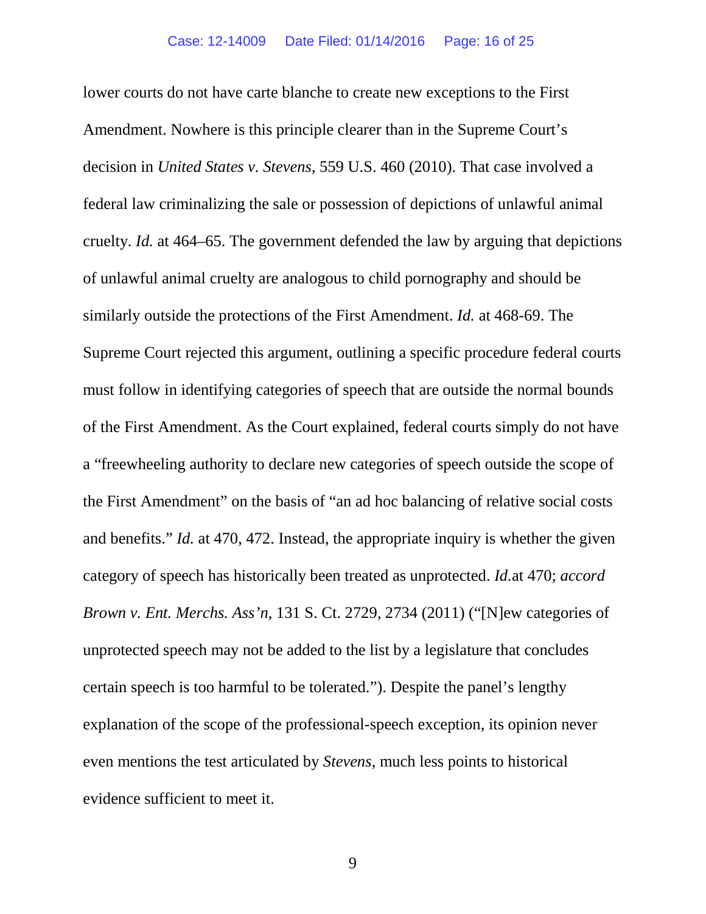lower courts do not have carte blanche to create new exceptions to the First Amendment. Nowhere is this principle clearer than in the Supreme Court's decision in *United States v. Stevens*, 559 U.S. 460 (2010). That case involved a federal law criminalizing the sale or possession of depictions of unlawful animal cruelty. *Id.* at 464–65. The government defended the law by arguing that depictions of unlawful animal cruelty are analogous to child pornography and should be similarly outside the protections of the First Amendment. *Id.* at 468-69. The Supreme Court rejected this argument, outlining a specific procedure federal courts must follow in identifying categories of speech that are outside the normal bounds of the First Amendment. As the Court explained, federal courts simply do not have a "freewheeling authority to declare new categories of speech outside the scope of the First Amendment" on the basis of "an ad hoc balancing of relative social costs and benefits." *Id.* at 470, 472. Instead, the appropriate inquiry is whether the given category of speech has historically been treated as unprotected. *Id.*at 470; *accord Brown v. Ent. Merchs. Ass'n*, 131 S. Ct. 2729, 2734 (2011) ("[N]ew categories of unprotected speech may not be added to the list by a legislature that concludes certain speech is too harmful to be tolerated."). Despite the panel's lengthy explanation of the scope of the professional-speech exception, its opinion never even mentions the test articulated by *Stevens*, much less points to historical evidence sufficient to meet it.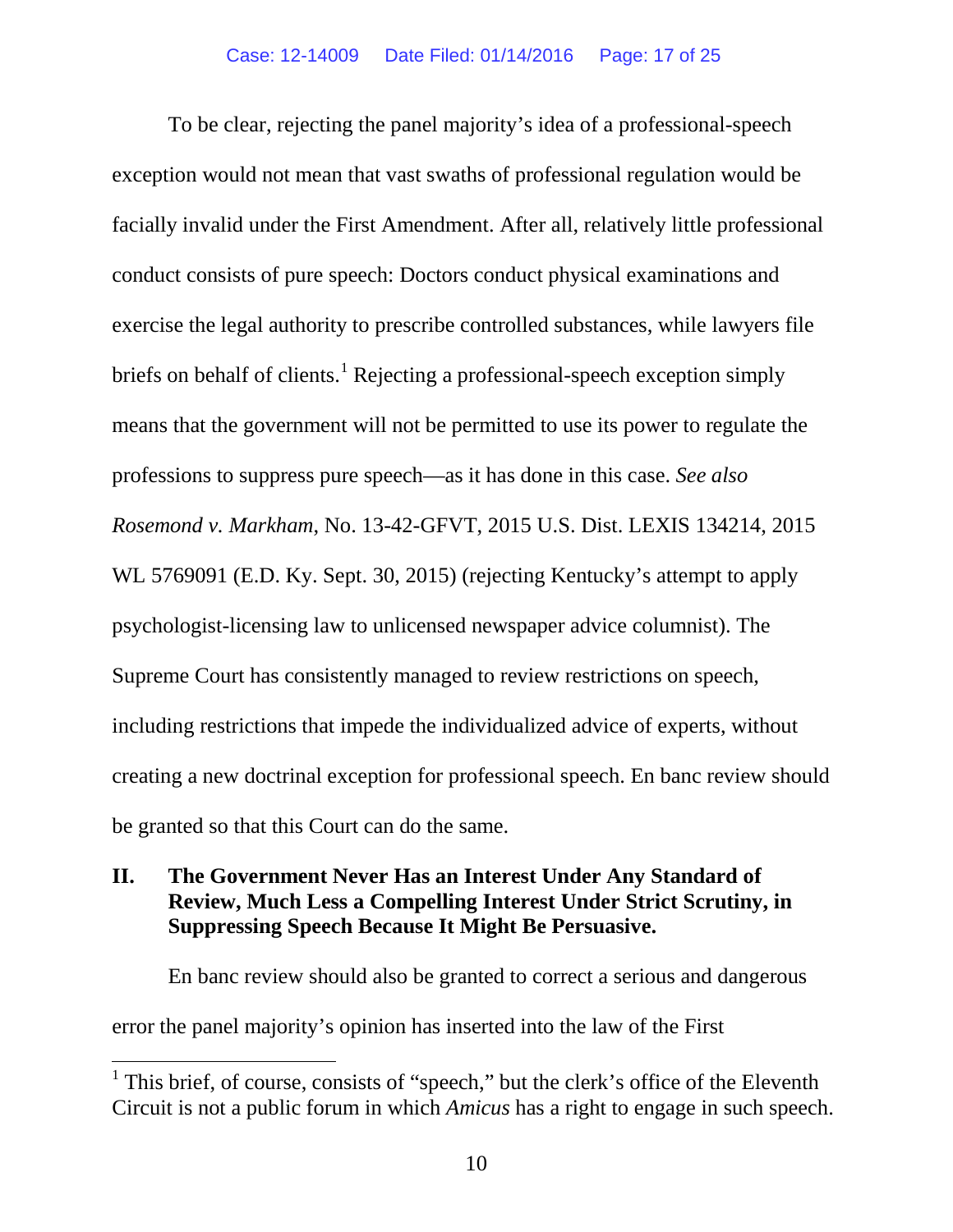To be clear, rejecting the panel majority's idea of a professional-speech exception would not mean that vast swaths of professional regulation would be facially invalid under the First Amendment. After all, relatively little professional conduct consists of pure speech: Doctors conduct physical examinations and exercise the legal authority to prescribe controlled substances, while lawyers file briefs on behalf of clients.[1] Rejecting a professional-speech exception simply means that the government will not be permitted to use its power to regulate the professions to suppress pure speech—as it has done in this case. *See also Rosemond v. Markham*, No. 13-42-GFVT, 2015 U.S. Dist. LEXIS 134214, 2015 WL 5769091 (E.D. Ky. Sept. 30, 2015) (rejecting Kentucky's attempt to apply psychologist-licensing law to unlicensed newspaper advice columnist). The Supreme Court has consistently managed to review restrictions on speech, including restrictions that impede the individualized advice of experts, without creating a new doctrinal exception for professional speech. En banc review should be granted so that this Court can do the same.

## II. The Government Never Has an Interest Under Any Standard of Review, Much Less a Compelling Interest Under Strict Scrutiny, in Suppressing Speech Because It Might Be Persuasive.

En banc review should also be granted to correct a serious and dangerous error the panel majority's opinion has inserted into the law of the First

---

[1] This brief, of course, consists of "speech," but the clerk's office of the Eleventh Circuit is not a public forum in which *Amicus* has a right to engage in such speech.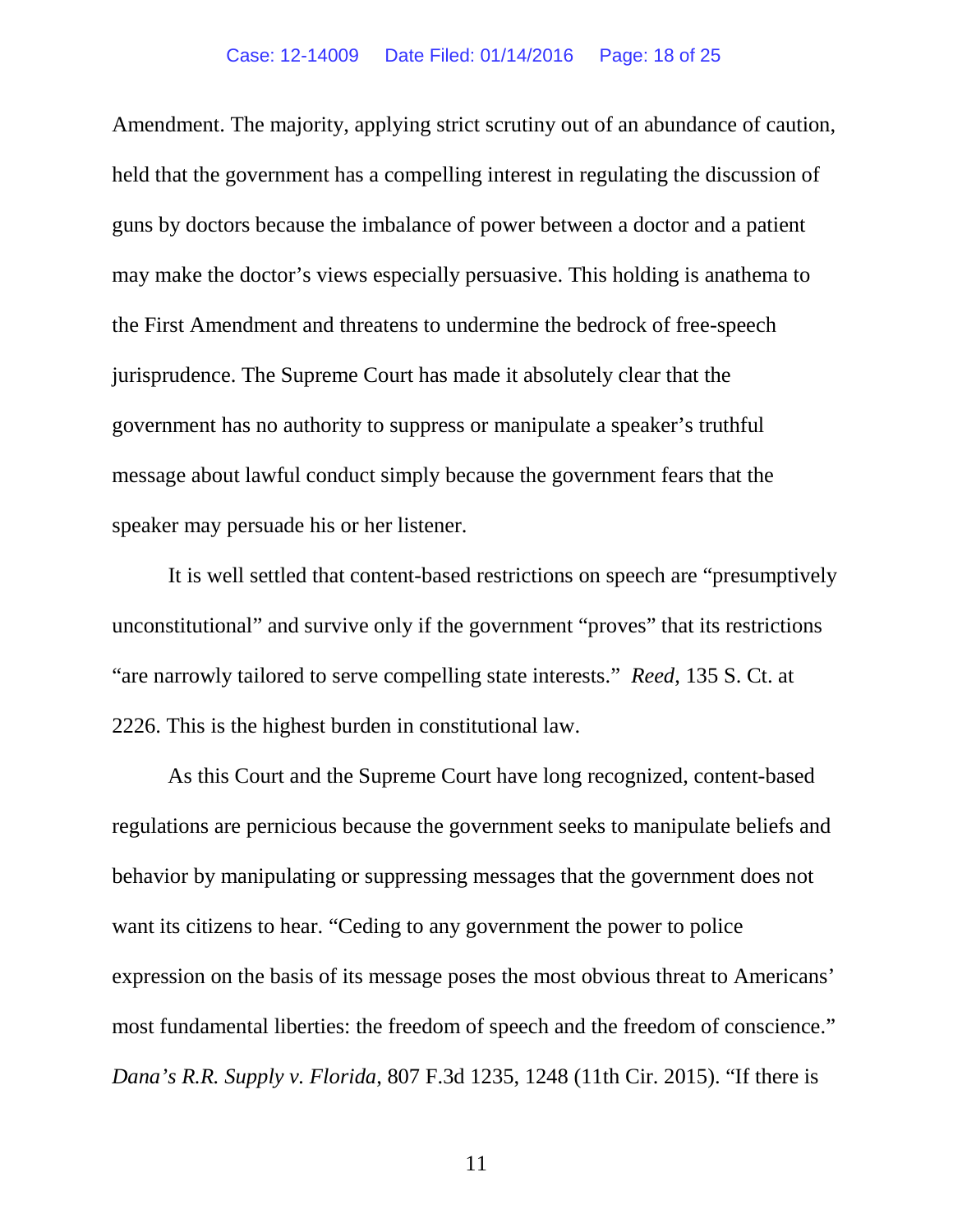Amendment. The majority, applying strict scrutiny out of an abundance of caution, held that the government has a compelling interest in regulating the discussion of guns by doctors because the imbalance of power between a doctor and a patient may make the doctor's views especially persuasive. This holding is anathema to the First Amendment and threatens to undermine the bedrock of free-speech jurisprudence. The Supreme Court has made it absolutely clear that the government has no authority to suppress or manipulate a speaker's truthful message about lawful conduct simply because the government fears that the speaker may persuade his or her listener.

It is well settled that content-based restrictions on speech are "presumptively unconstitutional" and survive only if the government "proves" that its restrictions "are narrowly tailored to serve compelling state interests." *Reed*, 135 S. Ct. at 2226. This is the highest burden in constitutional law.

As this Court and the Supreme Court have long recognized, content-based regulations are pernicious because the government seeks to manipulate beliefs and behavior by manipulating or suppressing messages that the government does not want its citizens to hear. "Ceding to any government the power to police expression on the basis of its message poses the most obvious threat to Americans' most fundamental liberties: the freedom of speech and the freedom of conscience." *Dana's R.R. Supply v. Florida*, 807 F.3d 1235, 1248 (11th Cir. 2015). "If there is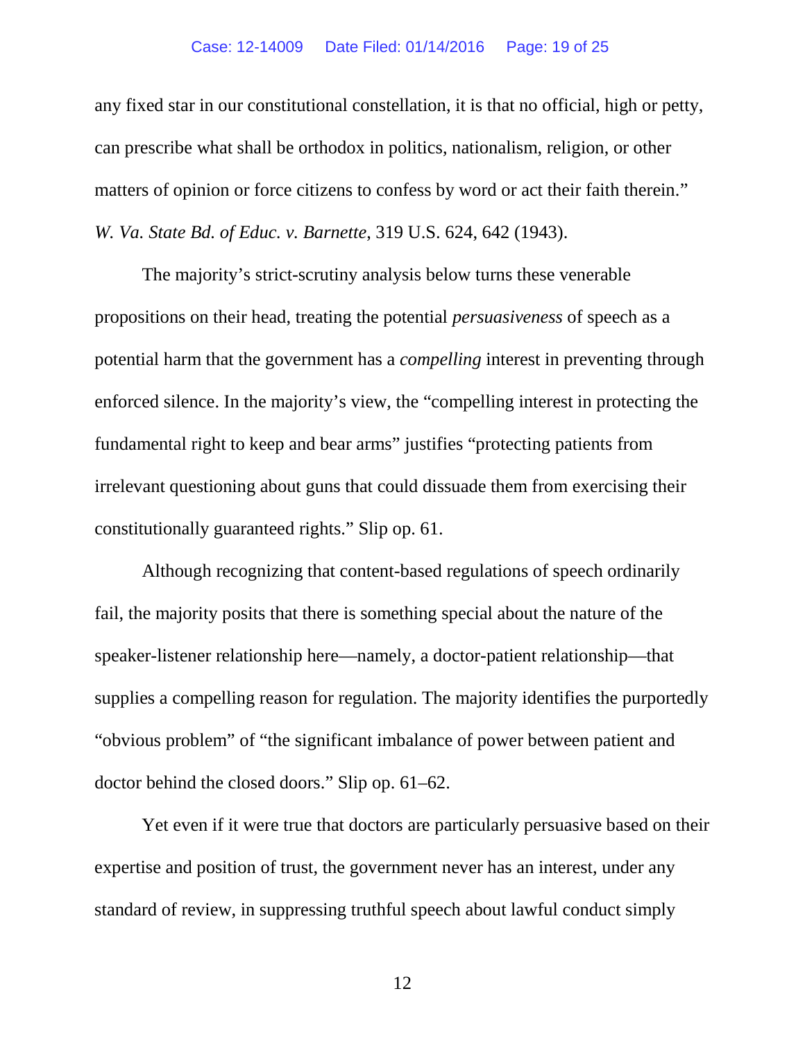any fixed star in our constitutional constellation, it is that no official, high or petty, can prescribe what shall be orthodox in politics, nationalism, religion, or other matters of opinion or force citizens to confess by word or act their faith therein." *W. Va. State Bd. of Educ. v. Barnette*, 319 U.S. 624, 642 (1943).

The majority's strict-scrutiny analysis below turns these venerable propositions on their head, treating the potential *persuasiveness* of speech as a potential harm that the government has a *compelling* interest in preventing through enforced silence. In the majority's view, the "compelling interest in protecting the fundamental right to keep and bear arms" justifies "protecting patients from irrelevant questioning about guns that could dissuade them from exercising their constitutionally guaranteed rights." Slip op. 61.

Although recognizing that content-based regulations of speech ordinarily fail, the majority posits that there is something special about the nature of the speaker-listener relationship here—namely, a doctor-patient relationship—that supplies a compelling reason for regulation. The majority identifies the purportedly "obvious problem" of "the significant imbalance of power between patient and doctor behind the closed doors." Slip op. 61–62.

Yet even if it were true that doctors are particularly persuasive based on their expertise and position of trust, the government never has an interest, under any standard of review, in suppressing truthful speech about lawful conduct simply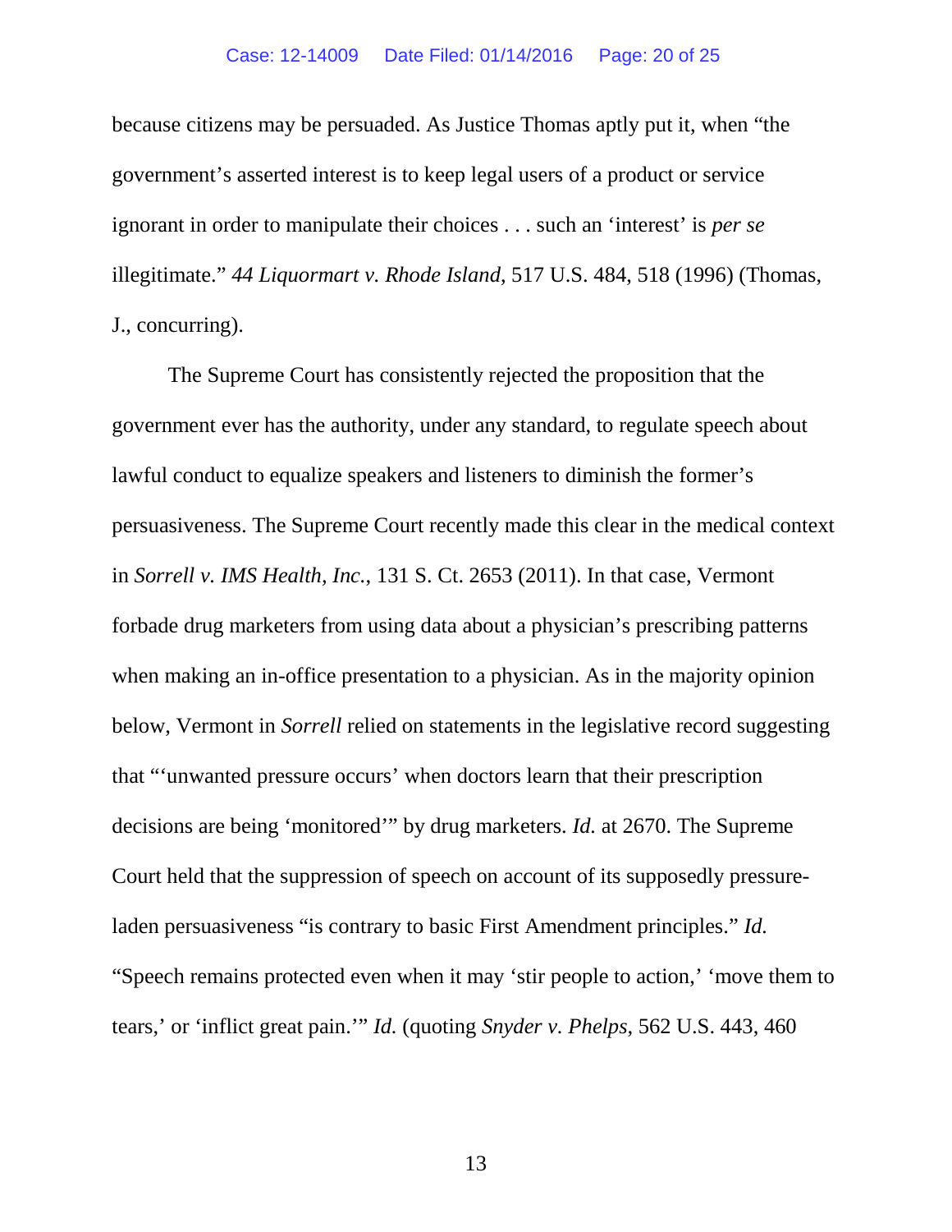because citizens may be persuaded. As Justice Thomas aptly put it, when "the government's asserted interest is to keep legal users of a product or service ignorant in order to manipulate their choices . . . such an 'interest' is *per se* illegitimate." *44 Liquormart v. Rhode Island*, 517 U.S. 484, 518 (1996) (Thomas, J., concurring).

The Supreme Court has consistently rejected the proposition that the government ever has the authority, under any standard, to regulate speech about lawful conduct to equalize speakers and listeners to diminish the former's persuasiveness. The Supreme Court recently made this clear in the medical context in *Sorrell v. IMS Health, Inc.*, 131 S. Ct. 2653 (2011). In that case, Vermont forbade drug marketers from using data about a physician's prescribing patterns when making an in-office presentation to a physician. As in the majority opinion below, Vermont in *Sorrell* relied on statements in the legislative record suggesting that "'unwanted pressure occurs' when doctors learn that their prescription decisions are being 'monitored'" by drug marketers. *Id.* at 2670. The Supreme Court held that the suppression of speech on account of its supposedly pressure-laden persuasiveness "is contrary to basic First Amendment principles." *Id.* "Speech remains protected even when it may 'stir people to action,' 'move them to tears,' or 'inflict great pain.'" *Id.* (quoting *Snyder v. Phelps*, 562 U.S. 443, 460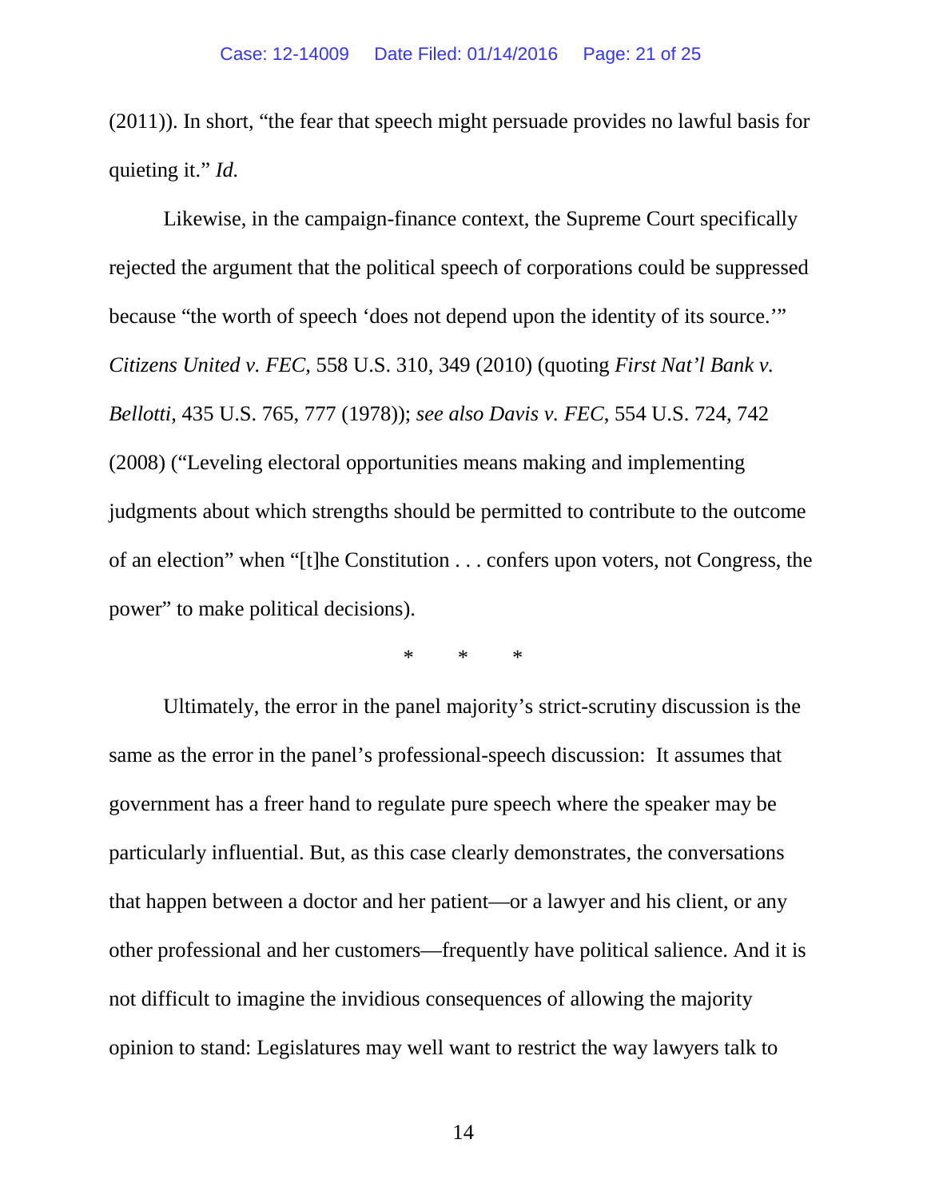(2011)). In short, "the fear that speech might persuade provides no lawful basis for quieting it." *Id.*

Likewise, in the campaign-finance context, the Supreme Court specifically rejected the argument that the political speech of corporations could be suppressed because "the worth of speech 'does not depend upon the identity of its source.'" *Citizens United v. FEC*, 558 U.S. 310, 349 (2010) (quoting *First Nat'l Bank v. Bellotti*, 435 U.S. 765, 777 (1978)); *see also Davis v. FEC*, 554 U.S. 724, 742 (2008) ("Leveling electoral opportunities means making and implementing judgments about which strengths should be permitted to contribute to the outcome of an election" when "[t]he Constitution . . . confers upon voters, not Congress, the power" to make political decisions).

\*   \*   \*

Ultimately, the error in the panel majority's strict-scrutiny discussion is the same as the error in the panel's professional-speech discussion: It assumes that government has a freer hand to regulate pure speech where the speaker may be particularly influential. But, as this case clearly demonstrates, the conversations that happen between a doctor and her patient—or a lawyer and his client, or any other professional and her customers—frequently have political salience. And it is not difficult to imagine the invidious consequences of allowing the majority opinion to stand: Legislatures may well want to restrict the way lawyers talk to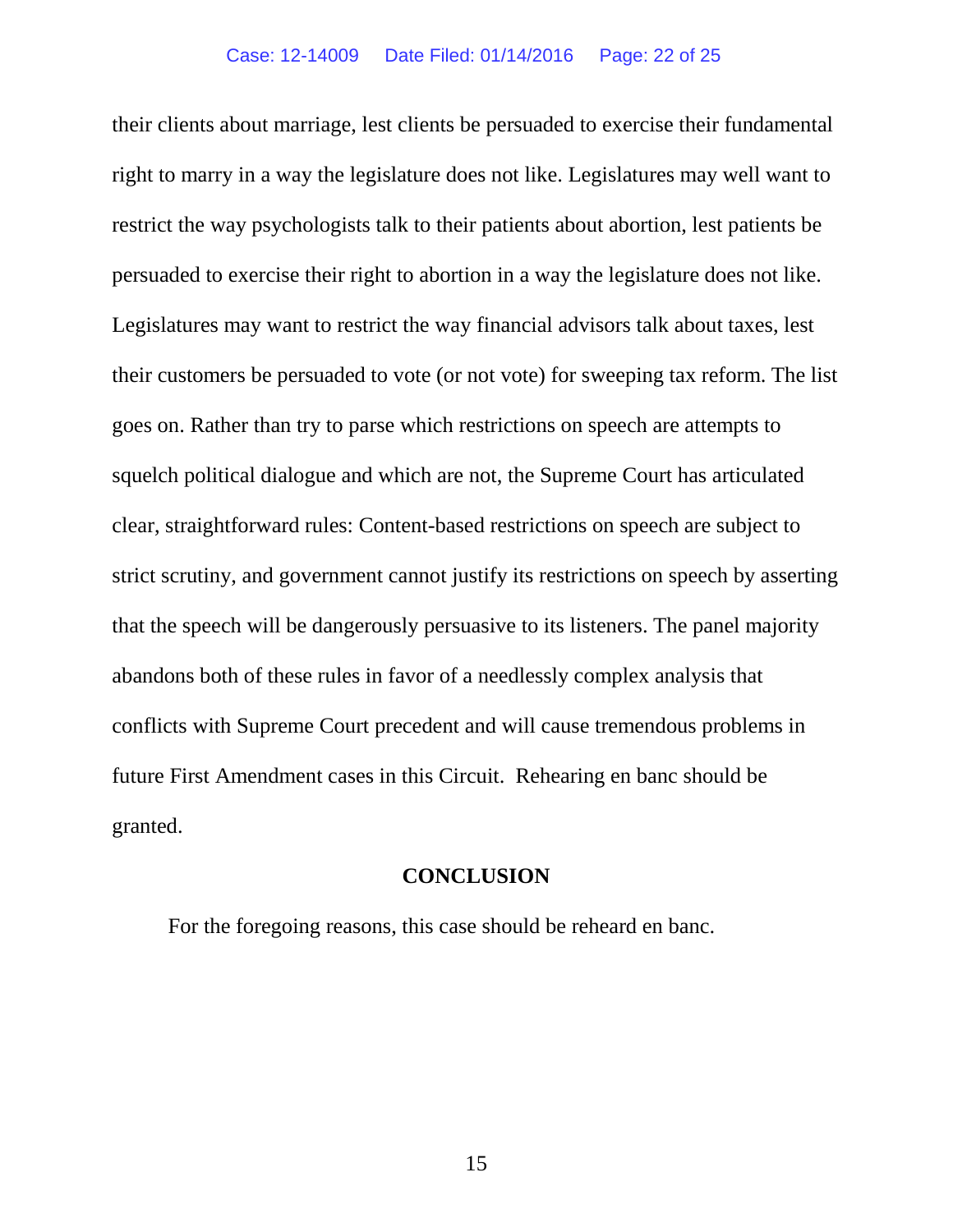their clients about marriage, lest clients be persuaded to exercise their fundamental right to marry in a way the legislature does not like. Legislatures may well want to restrict the way psychologists talk to their patients about abortion, lest patients be persuaded to exercise their right to abortion in a way the legislature does not like. Legislatures may want to restrict the way financial advisors talk about taxes, lest their customers be persuaded to vote (or not vote) for sweeping tax reform. The list goes on. Rather than try to parse which restrictions on speech are attempts to squelch political dialogue and which are not, the Supreme Court has articulated clear, straightforward rules: Content-based restrictions on speech are subject to strict scrutiny, and government cannot justify its restrictions on speech by asserting that the speech will be dangerously persuasive to its listeners. The panel majority abandons both of these rules in favor of a needlessly complex analysis that conflicts with Supreme Court precedent and will cause tremendous problems in future First Amendment cases in this Circuit. Rehearing en banc should be granted.

## CONCLUSION

For the foregoing reasons, this case should be reheard en banc.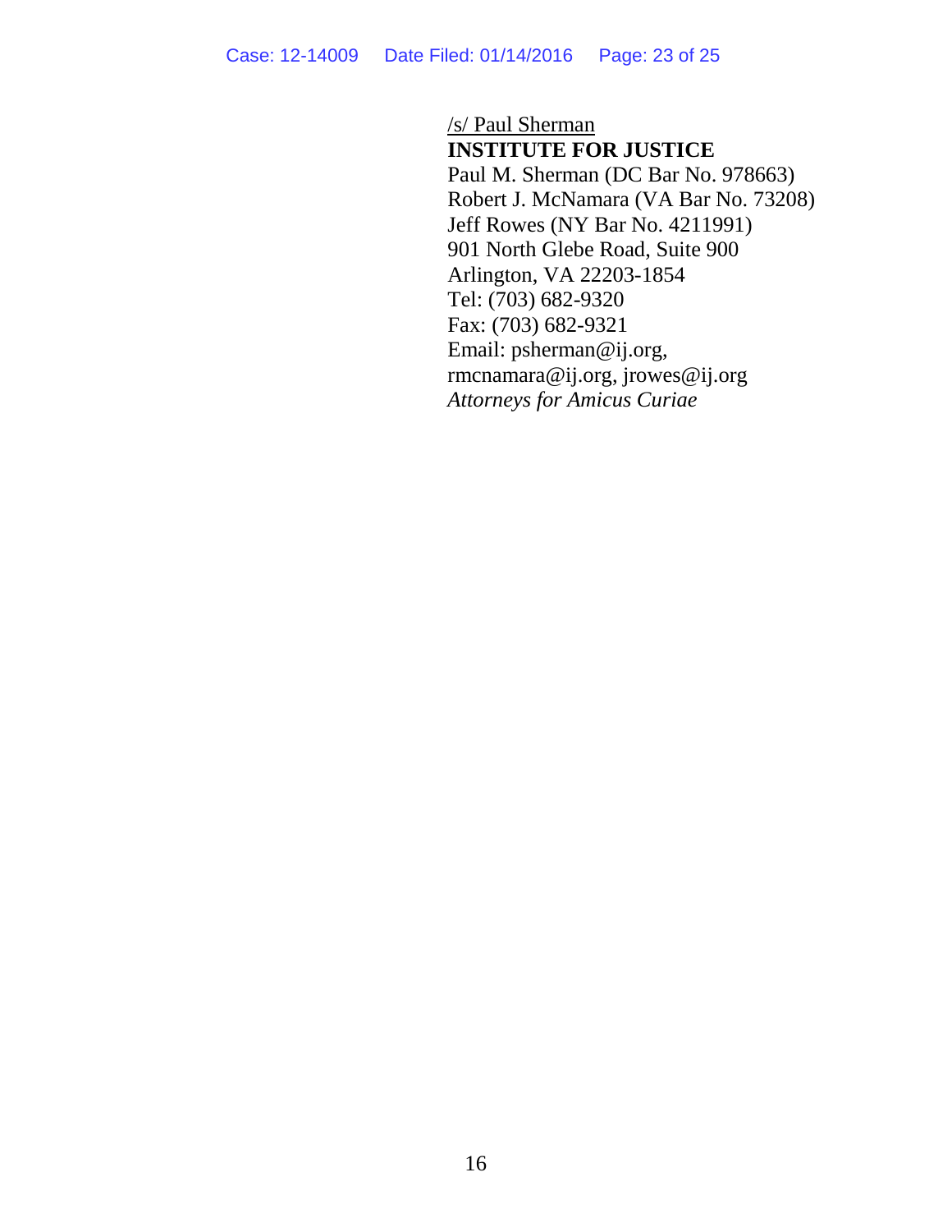/s/ Paul Sherman
**INSTITUTE FOR JUSTICE**
Paul M. Sherman (DC Bar No. 978663)
Robert J. McNamara (VA Bar No. 73208)
Jeff Rowes (NY Bar No. 4211991)
901 North Glebe Road, Suite 900
Arlington, VA 22203-1854
Tel: (703) 682-9320
Fax: (703) 682-9321
Email: psherman@ij.org,
rmcnamara@ij.org, jrowes@ij.org
*Attorneys for Amicus Curiae*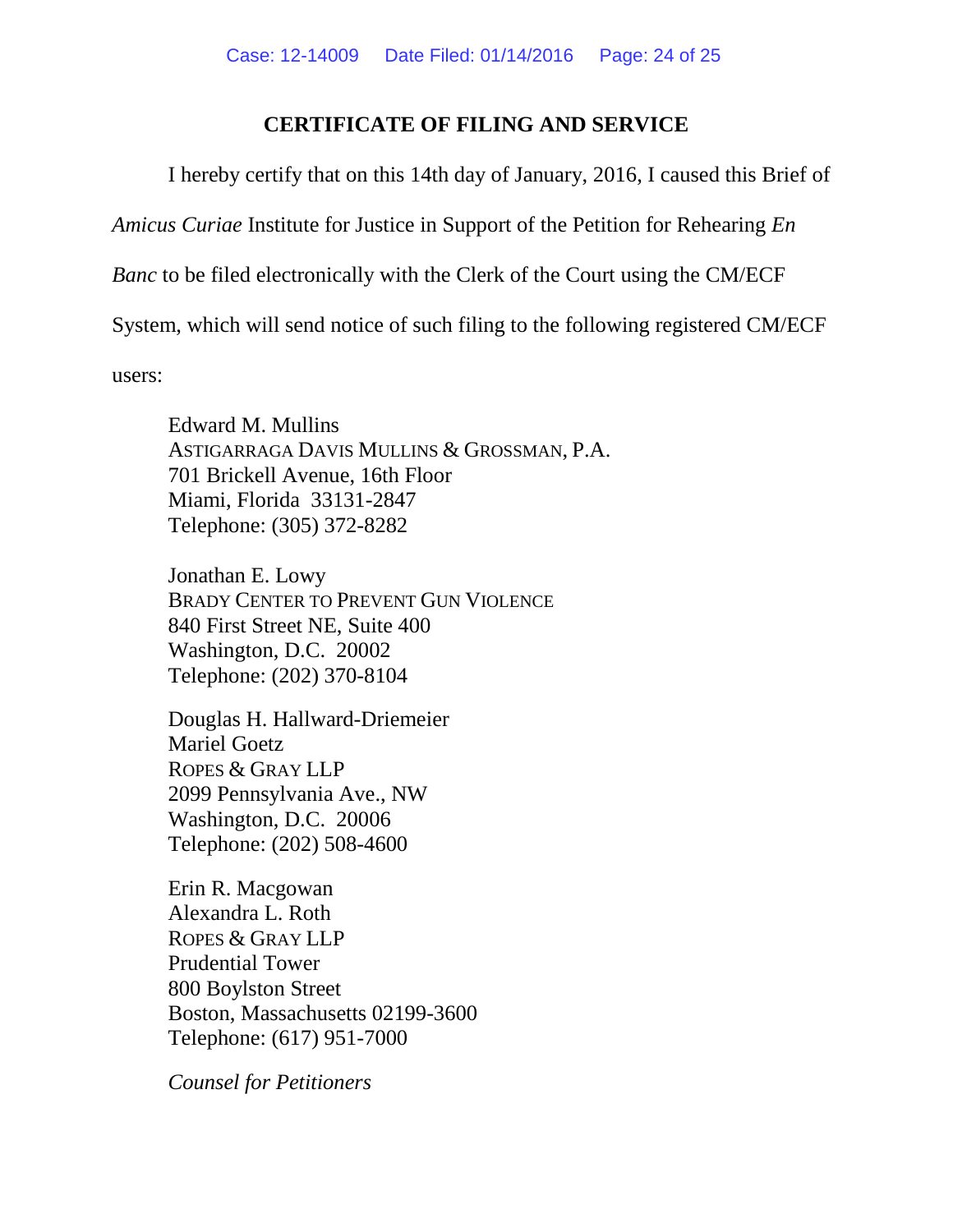## CERTIFICATE OF FILING AND SERVICE

I hereby certify that on this 14th day of January, 2016, I caused this Brief of *Amicus Curiae* Institute for Justice in Support of the Petition for Rehearing *En Banc* to be filed electronically with the Clerk of the Court using the CM/ECF System, which will send notice of such filing to the following registered CM/ECF users:

Edward M. Mullins  
ASTIGARRAGA DAVIS MULLINS & GROSSMAN, P.A.  
701 Brickell Avenue, 16th Floor  
Miami, Florida 33131-2847  
Telephone: (305) 372-8282

Jonathan E. Lowy  
BRADY CENTER TO PREVENT GUN VIOLENCE  
840 First Street NE, Suite 400  
Washington, D.C. 20002  
Telephone: (202) 370-8104

Douglas H. Hallward-Driemeier  
Mariel Goetz  
ROPES & GRAY LLP  
2099 Pennsylvania Ave., NW  
Washington, D.C. 20006  
Telephone: (202) 508-4600

Erin R. Macgowan  
Alexandra L. Roth  
ROPES & GRAY LLP  
Prudential Tower  
800 Boylston Street  
Boston, Massachusetts 02199-3600  
Telephone: (617) 951-7000

*Counsel for Petitioners*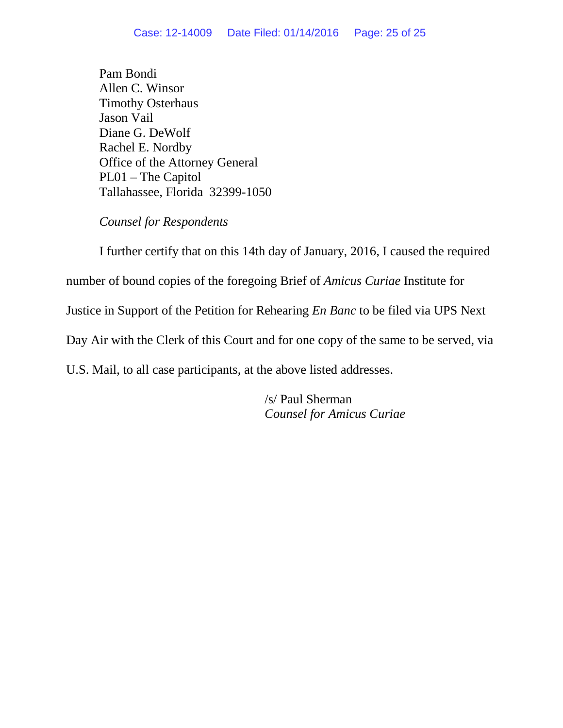Pam Bondi
Allen C. Winsor
Timothy Osterhaus
Jason Vail
Diane G. DeWolf
Rachel E. Nordby
Office of the Attorney General
PL01 – The Capitol
Tallahassee, Florida 32399-1050

*Counsel for Respondents*

I further certify that on this 14th day of January, 2016, I caused the required number of bound copies of the foregoing Brief of *Amicus Curiae* Institute for Justice in Support of the Petition for Rehearing *En Banc* to be filed via UPS Next Day Air with the Clerk of this Court and for one copy of the same to be served, via U.S. Mail, to all case participants, at the above listed addresses.

/s/ Paul Sherman
*Counsel for Amicus Curiae*